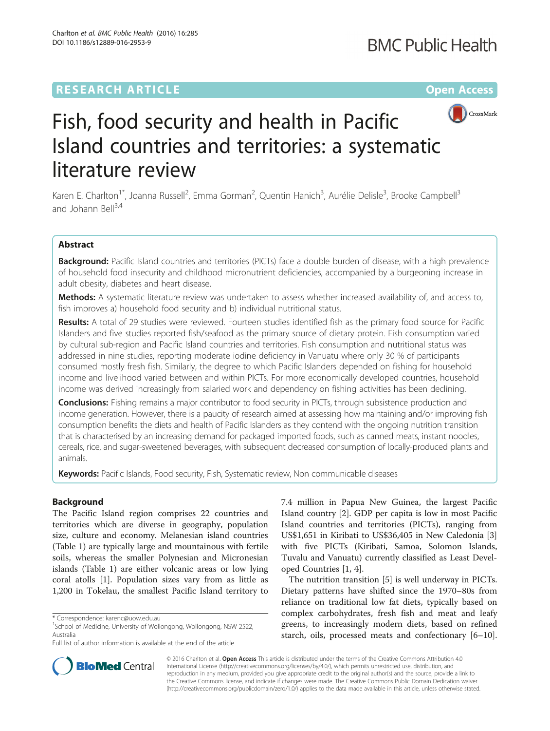RESEARCH ARTICLE

Open Access

# Fish, food security and health in Pacific Island countries and territories: a systematic literature review

Karen E. Charlton[1*], Joanna Russell[2], Emma Gorman[2], Quentin Hanich[3], Aurélie Delisle[3], Brooke Campbell[3] and Johann Bell[3,4]

## Abstract

**Background:** Pacific Island countries and territories (PICTs) face a double burden of disease, with a high prevalence of household food insecurity and childhood micronutrient deficiencies, accompanied by a burgeoning increase in adult obesity, diabetes and heart disease.

**Methods:** A systematic literature review was undertaken to assess whether increased availability of, and access to, fish improves a) household food security and b) individual nutritional status.

**Results:** A total of 29 studies were reviewed. Fourteen studies identified fish as the primary food source for Pacific Islanders and five studies reported fish/seafood as the primary source of dietary protein. Fish consumption varied by cultural sub-region and Pacific Island countries and territories. Fish consumption and nutritional status was addressed in nine studies, reporting moderate iodine deficiency in Vanuatu where only 30 % of participants consumed mostly fresh fish. Similarly, the degree to which Pacific Islanders depended on fishing for household income and livelihood varied between and within PICTs. For more economically developed countries, household income was derived increasingly from salaried work and dependency on fishing activities has been declining.

**Conclusions:** Fishing remains a major contributor to food security in PICTs, through subsistence production and income generation. However, there is a paucity of research aimed at assessing how maintaining and/or improving fish consumption benefits the diets and health of Pacific Islanders as they contend with the ongoing nutrition transition that is characterised by an increasing demand for packaged imported foods, such as canned meats, instant noodles, cereals, rice, and sugar-sweetened beverages, with subsequent decreased consumption of locally-produced plants and animals.

**Keywords:** Pacific Islands, Food security, Fish, Systematic review, Non communicable diseases

## Background

The Pacific Island region comprises 22 countries and territories which are diverse in geography, population size, culture and economy. Melanesian island countries (Table 1) are typically large and mountainous with fertile soils, whereas the smaller Polynesian and Micronesian islands (Table 1) are either volcanic areas or low lying coral atolls [1]. Population sizes vary from as little as 1,200 in Tokelau, the smallest Pacific Island territory to 7.4 million in Papua New Guinea, the largest Pacific Island country [2]. GDP per capita is low in most Pacific Island countries and territories (PICTs), ranging from US$1,651 in Kiribati to US$36,405 in New Caledonia [3] with five PICTs (Kiribati, Samoa, Solomon Islands, Tuvalu and Vanuatu) currently classified as Least Developed Countries [1, 4].

The nutrition transition [5] is well underway in PICTs. Dietary patterns have shifted since the 1970–80s from reliance on traditional low fat diets, typically based on complex carbohydrates, fresh fish and meat and leafy greens, to increasingly modern diets, based on refined starch, oils, processed meats and confectionary [6–10].

* Correspondence: karenc@uow.edu.au
[1]School of Medicine, University of Wollongong, Wollongong, NSW 2522, Australia
Full list of author information is available at the end of the article

© 2016 Charlton et al. **Open Access** This article is distributed under the terms of the Creative Commons Attribution 4.0 International License (http://creativecommons.org/licenses/by/4.0/), which permits unrestricted use, distribution, and reproduction in any medium, provided you give appropriate credit to the original author(s) and the source, provide a link to the Creative Commons license, and indicate if changes were made. The Creative Commons Public Domain Dedication waiver (http://creativecommons.org/publicdomain/zero/1.0/) applies to the data made available in this article, unless otherwise stated.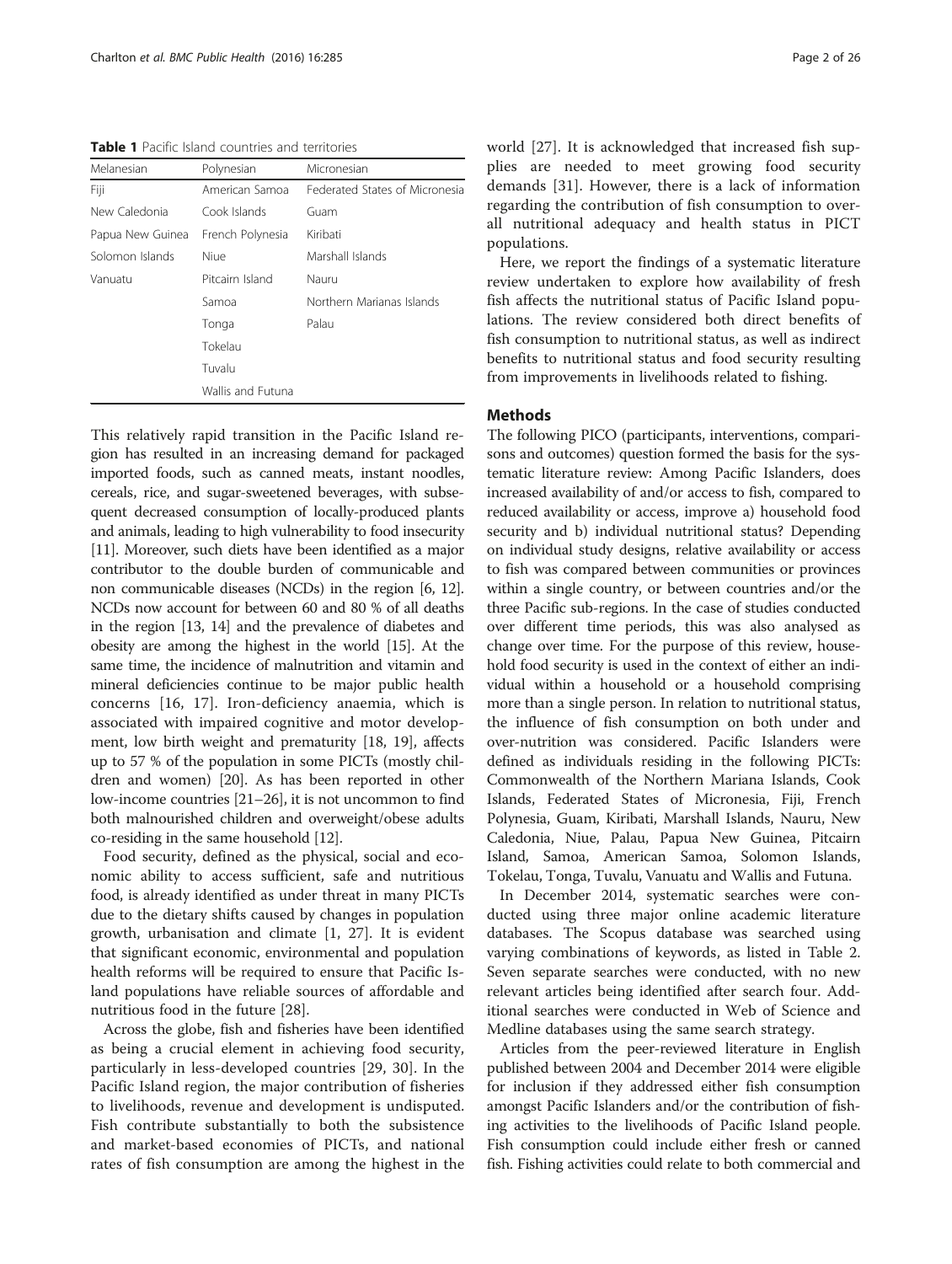**Table 1** Pacific Island countries and territories

| Melanesian | Polynesian | Micronesian |
| --- | --- | --- |
| Fiji | American Samoa | Federated States of Micronesia |
| New Caledonia | Cook Islands | Guam |
| Papua New Guinea | French Polynesia | Kiribati |
| Solomon Islands | Niue | Marshall Islands |
| Vanuatu | Pitcairn Island | Nauru |
| | Samoa | Northern Marianas Islands |
| | Tonga | Palau |
| | Tokelau | |
| | Tuvalu | |
| | Wallis and Futuna | |

This relatively rapid transition in the Pacific Island region has resulted in an increasing demand for packaged imported foods, such as canned meats, instant noodles, cereals, rice, and sugar-sweetened beverages, with subsequent decreased consumption of locally-produced plants and animals, leading to high vulnerability to food insecurity [11]. Moreover, such diets have been identified as a major contributor to the double burden of communicable and non communicable diseases (NCDs) in the region [6, 12]. NCDs now account for between 60 and 80 % of all deaths in the region [13, 14] and the prevalence of diabetes and obesity are among the highest in the world [15]. At the same time, the incidence of malnutrition and vitamin and mineral deficiencies continue to be major public health concerns [16, 17]. Iron-deficiency anaemia, which is associated with impaired cognitive and motor development, low birth weight and prematurity [18, 19], affects up to 57 % of the population in some PICTs (mostly children and women) [20]. As has been reported in other low-income countries [21–26], it is not uncommon to find both malnourished children and overweight/obese adults co-residing in the same household [12].

Food security, defined as the physical, social and economic ability to access sufficient, safe and nutritious food, is already identified as under threat in many PICTs due to the dietary shifts caused by changes in population growth, urbanisation and climate [1, 27]. It is evident that significant economic, environmental and population health reforms will be required to ensure that Pacific Island populations have reliable sources of affordable and nutritious food in the future [28].

Across the globe, fish and fisheries have been identified as being a crucial element in achieving food security, particularly in less-developed countries [29, 30]. In the Pacific Island region, the major contribution of fisheries to livelihoods, revenue and development is undisputed. Fish contribute substantially to both the subsistence and market-based economies of PICTs, and national rates of fish consumption are among the highest in the world [27]. It is acknowledged that increased fish supplies are needed to meet growing food security demands [31]. However, there is a lack of information regarding the contribution of fish consumption to overall nutritional adequacy and health status in PICT populations.

Here, we report the findings of a systematic literature review undertaken to explore how availability of fresh fish affects the nutritional status of Pacific Island populations. The review considered both direct benefits of fish consumption to nutritional status, as well as indirect benefits to nutritional status and food security resulting from improvements in livelihoods related to fishing.

## Methods

The following PICO (participants, interventions, comparisons and outcomes) question formed the basis for the systematic literature review: Among Pacific Islanders, does increased availability of and/or access to fish, compared to reduced availability or access, improve a) household food security and b) individual nutritional status? Depending on individual study designs, relative availability or access to fish was compared between communities or provinces within a single country, or between countries and/or the three Pacific sub-regions. In the case of studies conducted over different time periods, this was also analysed as change over time. For the purpose of this review, household food security is used in the context of either an individual within a household or a household comprising more than a single person. In relation to nutritional status, the influence of fish consumption on both under and over-nutrition was considered. Pacific Islanders were defined as individuals residing in the following PICTs: Commonwealth of the Northern Mariana Islands, Cook Islands, Federated States of Micronesia, Fiji, French Polynesia, Guam, Kiribati, Marshall Islands, Nauru, New Caledonia, Niue, Palau, Papua New Guinea, Pitcairn Island, Samoa, American Samoa, Solomon Islands, Tokelau, Tonga, Tuvalu, Vanuatu and Wallis and Futuna.

In December 2014, systematic searches were conducted using three major online academic literature databases. The Scopus database was searched using varying combinations of keywords, as listed in Table 2. Seven separate searches were conducted, with no new relevant articles being identified after search four. Additional searches were conducted in Web of Science and Medline databases using the same search strategy.

Articles from the peer-reviewed literature in English published between 2004 and December 2014 were eligible for inclusion if they addressed either fish consumption amongst Pacific Islanders and/or the contribution of fishing activities to the livelihoods of Pacific Island people. Fish consumption could include either fresh or canned fish. Fishing activities could relate to both commercial and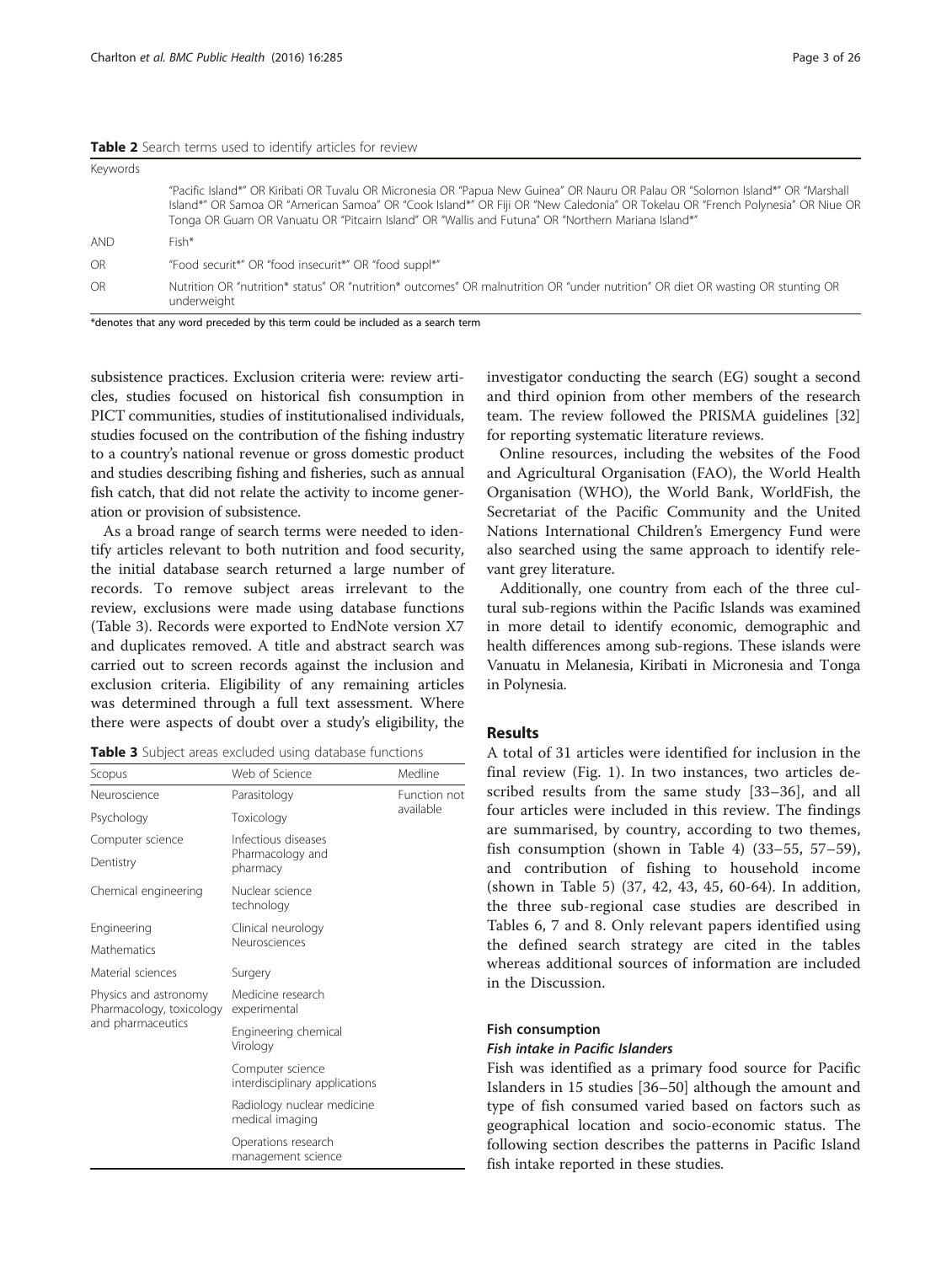**Table 2** Search terms used to identify articles for review

| Keywords | |
| --- | --- |
| | "Pacific Island*" OR Kiribati OR Tuvalu OR Micronesia OR "Papua New Guinea" OR Nauru OR Palau OR "Solomon Island*" OR "Marshall Island*" OR Samoa OR "American Samoa" OR "Cook Island*" OR Fiji OR "New Caledonia" OR Tokelau OR "French Polynesia" OR Niue OR Tonga OR Guam OR Vanuatu OR "Pitcairn Island" OR "Wallis and Futuna" OR "Northern Mariana Island*" |
| AND | Fish* |
| OR | "Food securit*" OR "food insecurit*" OR "food suppl*" |
| OR | Nutrition OR "nutrition* status" OR "nutrition* outcomes" OR malnutrition OR "under nutrition" OR diet OR wasting OR stunting OR underweight |

*denotes that any word preceded by this term could be included as a search term

subsistence practices. Exclusion criteria were: review articles, studies focused on historical fish consumption in PICT communities, studies of institutionalised individuals, studies focused on the contribution of the fishing industry to a country's national revenue or gross domestic product and studies describing fishing and fisheries, such as annual fish catch, that did not relate the activity to income generation or provision of subsistence.

As a broad range of search terms were needed to identify articles relevant to both nutrition and food security, the initial database search returned a large number of records. To remove subject areas irrelevant to the review, exclusions were made using database functions (Table 3). Records were exported to EndNote version X7 and duplicates removed. A title and abstract search was carried out to screen records against the inclusion and exclusion criteria. Eligibility of any remaining articles was determined through a full text assessment. Where there were aspects of doubt over a study's eligibility, the investigator conducting the search (EG) sought a second and third opinion from other members of the research team. The review followed the PRISMA guidelines [32] for reporting systematic literature reviews.

**Table 3** Subject areas excluded using database functions

| Scopus | Web of Science | Medline |
| --- | --- | --- |
| Neuroscience | Parasitology | Function not available |
| Psychology | Toxicology | |
| Computer science | Infectious diseases | |
| Dentistry | Pharmacology and pharmacy | |
| Chemical engineering | Nuclear science technology | |
| Engineering | Clinical neurology | |
| Mathematics | Neurosciences | |
| Material sciences | Surgery | |
| Physics and astronomy | Medicine research experimental | |
| Pharmacology, toxicology and pharmaceutics | Engineering chemical | |
| | Virology | |
| | Computer science interdisciplinary applications | |
| | Radiology nuclear medicine medical imaging | |
| | Operations research management science | |

Online resources, including the websites of the Food and Agricultural Organisation (FAO), the World Health Organisation (WHO), the World Bank, WorldFish, the Secretariat of the Pacific Community and the United Nations International Children's Emergency Fund were also searched using the same approach to identify relevant grey literature.

Additionally, one country from each of the three cultural sub-regions within the Pacific Islands was examined in more detail to identify economic, demographic and health differences among sub-regions. These islands were Vanuatu in Melanesia, Kiribati in Micronesia and Tonga in Polynesia.

## Results

A total of 31 articles were identified for inclusion in the final review (Fig. 1). In two instances, two articles described results from the same study [33–36], and all four articles were included in this review. The findings are summarised, by country, according to two themes, fish consumption (shown in Table 4) (33–55, 57–59), and contribution of fishing to household income (shown in Table 5) (37, 42, 43, 45, 60-64). In addition, the three sub-regional case studies are described in Tables 6, 7 and 8. Only relevant papers identified using the defined search strategy are cited in the tables whereas additional sources of information are included in the Discussion.

### Fish consumption

#### *Fish intake in Pacific Islanders*

Fish was identified as a primary food source for Pacific Islanders in 15 studies [36–50] although the amount and type of fish consumed varied based on factors such as geographical location and socio-economic status. The following section describes the patterns in Pacific Island fish intake reported in these studies.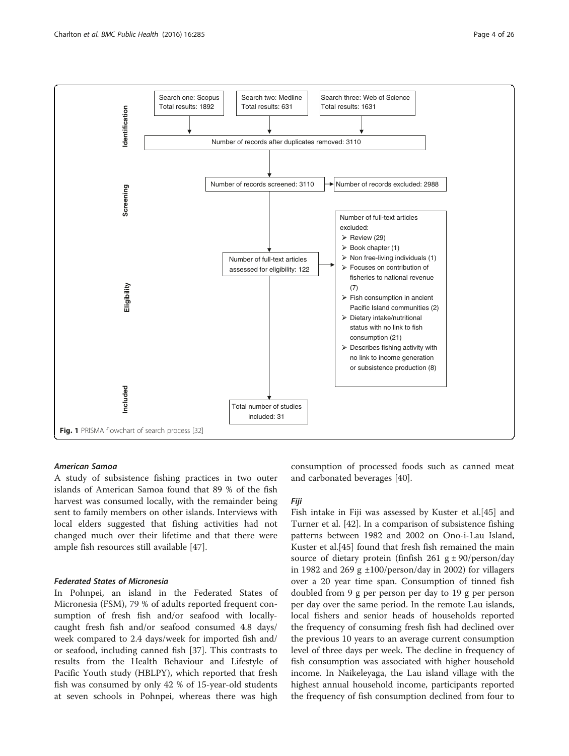**Identification**

- Search one: Scopus Total results: 1892
- Search two: Medline Total results: 631
- Search three: Web of Science Total results: 1631

Number of records after duplicates removed: 3110

**Screening**

Number of records screened: 3110 → Number of records excluded: 2988

**Eligibility**

Number of full-text articles assessed for eligibility: 122 →

Number of full-text articles excluded:
- Review (29)
- Book chapter (1)
- Non free-living individuals (1)
- Focuses on contribution of fisheries to national revenue (7)
- Fish consumption in ancient Pacific Island communities (2)
- Dietary intake/nutritional status with no link to fish consumption (21)
- Describes fishing activity with no link to income generation or subsistence production (8)

**Included**

Total number of studies included: 31

**Fig. 1** PRISMA flowchart of search process [32]

### *American Samoa*

A study of subsistence fishing practices in two outer islands of American Samoa found that 89 % of the fish harvest was consumed locally, with the remainder being sent to family members on other islands. Interviews with local elders suggested that fishing activities had not changed much over their lifetime and that there were ample fish resources still available [47].

### *Federated States of Micronesia*

In Pohnpei, an island in the Federated States of Micronesia (FSM), 79 % of adults reported frequent consumption of fresh fish and/or seafood with locally-caught fresh fish and/or seafood consumed 4.8 days/week compared to 2.4 days/week for imported fish and/or seafood, including canned fish [37]. This contrasts to results from the Health Behaviour and Lifestyle of Pacific Youth study (HBLPY), which reported that fresh fish was consumed by only 42 % of 15-year-old students at seven schools in Pohnpei, whereas there was high consumption of processed foods such as canned meat and carbonated beverages [40].

### *Fiji*

Fish intake in Fiji was assessed by Kuster et al.[45] and Turner et al. [42]. In a comparison of subsistence fishing patterns between 1982 and 2002 on Ono-i-Lau Island, Kuster et al.[45] found that fresh fish remained the main source of dietary protein (finfish 261 g ± 90/person/day in 1982 and 269 g ±100/person/day in 2002) for villagers over a 20 year time span. Consumption of tinned fish doubled from 9 g per person per day to 19 g per person per day over the same period. In the remote Lau islands, local fishers and senior heads of households reported the frequency of consuming fresh fish had declined over the previous 10 years to an average current consumption level of three days per week. The decline in frequency of fish consumption was associated with higher household income. In Naikeleyaga, the Lau island village with the highest annual household income, participants reported the frequency of fish consumption declined from four to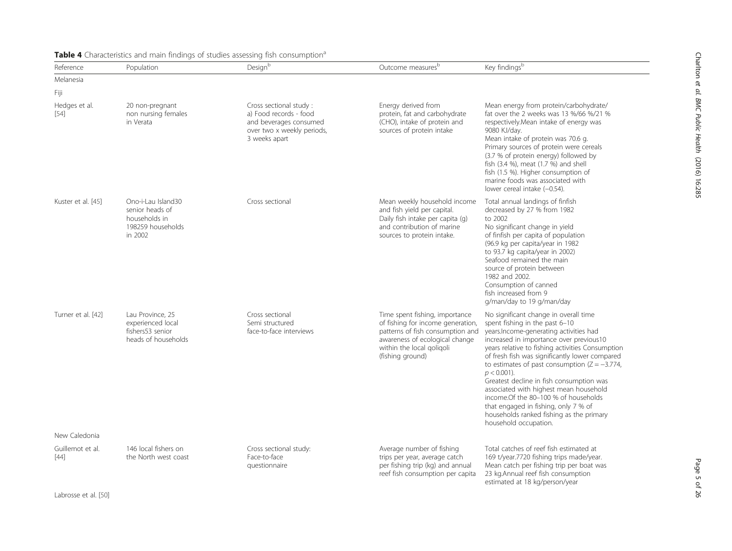**Table 4** Characteristics and main findings of studies assessing fish consumption[a]

| Reference | Population | Design[b] | Outcome measures[b] | Key findings[b] |
|---|---|---|---|---|
| Melanesia | | | | |
| Fiji | | | | |
| Hedges et al. [54] | 20 non-pregnant non nursing females in Verata | Cross sectional study : a) Food records - food and beverages consumed over two x weekly periods, 3 weeks apart | Energy derived from protein, fat and carbohydrate (CHO), intake of protein and sources of protein intake | Mean energy from protein/carbohydrate/ fat over the 2 weeks was 13 %/66 %/21 % respectively.Mean intake of energy was 9080 KJ/day. Mean intake of protein was 70.6 g. Primary sources of protein were cereals (3.7 % of protein energy) followed by fish (3.4 %), meat (1.7 %) and shell fish (1.5 %). Higher consumption of marine foods was associated with lower cereal intake (−0.54). |
| Kuster et al. [45] | Ono-i-Lau Island30 senior heads of households in 198259 households in 2002 | Cross sectional | Mean weekly household income and fish yield per capital. Daily fish intake per capita (g) and contribution of marine sources to protein intake. | Total annual landings of finfish decreased by 27 % from 1982 to 2002 No significant change in yield of finfish per capita of population (96.9 kg per capita/year in 1982 to 93.7 kg capita/year in 2002) Seafood remained the main source of protein between 1982 and 2002. Consumption of canned fish increased from 9 g/man/day to 19 g/man/day |
| Turner et al. [42] | Lau Province, 25 experienced local fishers53 senior heads of households | Cross sectional Semi structured face-to-face interviews | Time spent fishing, importance of fishing for income generation, patterns of fish consumption and awareness of ecological change within the local qoliqoli (fishing ground) | No significant change in overall time spent fishing in the past 6–10 years.Income-generating activities had increased in importance over previous10 years relative to fishing activities Consumption of fresh fish was significantly lower compared to estimates of past consumption ($Z = -3.774$, $p < 0.001$). Greatest decline in fish consumption was associated with highest mean household income.Of the 80–100 % of households that engaged in fishing, only 7 % of households ranked fishing as the primary household occupation. |
| New Caledonia | | | | |
| Guillemot et al. [44] | 146 local fishers on the North west coast | Cross sectional study: Face-to-face questionnaire | Average number of fishing trips per year, average catch per fishing trip (kg) and annual reef fish consumption per capita | Total catches of reef fish estimated at 169 t/year.7720 fishing trips made/year. Mean catch per fishing trip per boat was 23 kg.Annual reef fish consumption estimated at 18 kg/person/year |
| Labrosse et al. [50] | | | | |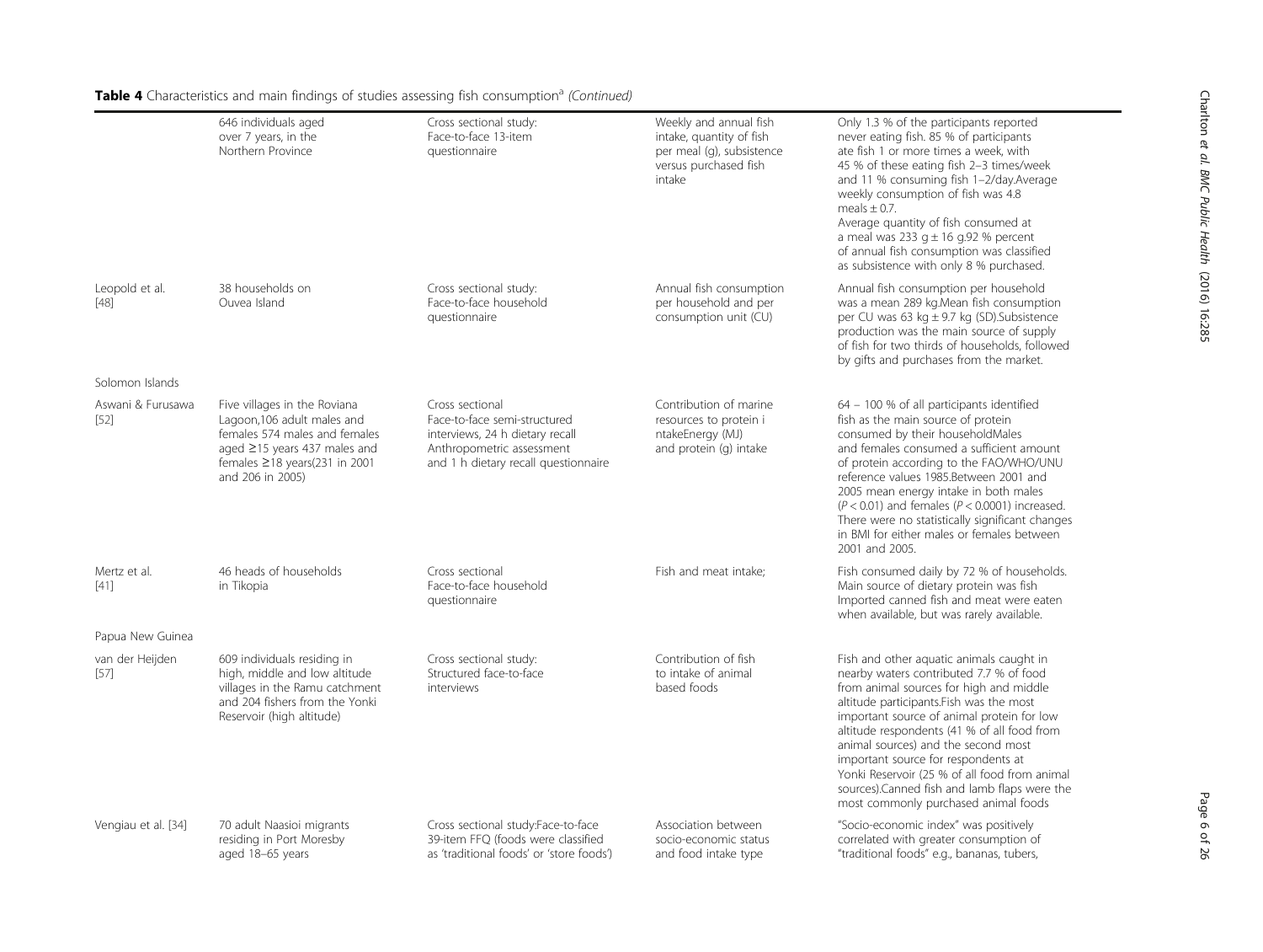**Table 4** Characteristics and main findings of studies assessing fish consumption[a] *(Continued)*

| | | | | |
|---|---|---|---|---|
| | 646 individuals aged over 7 years, in the Northern Province | Cross sectional study: Face-to-face 13-item questionnaire | Weekly and annual fish intake, quantity of fish per meal (g), subsistence versus purchased fish intake | Only 1.3 % of the participants reported never eating fish. 85 % of participants ate fish 1 or more times a week, with 45 % of these eating fish 2–3 times/week and 11 % consuming fish 1–2/day.Average weekly consumption of fish was 4.8 meals ± 0.7. Average quantity of fish consumed at a meal was 233 g ± 16 g.92 % percent of annual fish consumption was classified as subsistence with only 8 % purchased. |
| Leopold et al. [48] | 38 households on Ouvea Island | Cross sectional study: Face-to-face household questionnaire | Annual fish consumption per household and per consumption unit (CU) | Annual fish consumption per household was a mean 289 kg.Mean fish consumption per CU was 63 kg ± 9.7 kg (SD).Subsistence production was the main source of supply of fish for two thirds of households, followed by gifts and purchases from the market. |
| Solomon Islands | | | | |
| Aswani & Furusawa [52] | Five villages in the Roviana Lagoon,106 adult males and females 574 males and females aged ≥15 years 437 males and females ≥18 years(231 in 2001 and 206 in 2005) | Cross sectional Face-to-face semi-structured interviews, 24 h dietary recall Anthropometric assessment and 1 h dietary recall questionnaire | Contribution of marine resources to protein i ntakeEnergy (MJ) and protein (g) intake | 64 – 100 % of all participants identified fish as the main source of protein consumed by their householdMales and females consumed a sufficient amount of protein according to the FAO/WHO/UNU reference values 1985.Between 2001 and 2005 mean energy intake in both males ($P < 0.01$) and females ($P < 0.0001$) increased. There were no statistically significant changes in BMI for either males or females between 2001 and 2005. |
| Mertz et al. [41] | 46 heads of households in Tikopia | Cross sectional Face-to-face household questionnaire | Fish and meat intake; | Fish consumed daily by 72 % of households. Main source of dietary protein was fish Imported canned fish and meat were eaten when available, but was rarely available. |
| Papua New Guinea | | | | |
| van der Heijden [57] | 609 individuals residing in high, middle and low altitude villages in the Ramu catchment and 204 fishers from the Yonki Reservoir (high altitude) | Cross sectional study: Structured face-to-face interviews | Contribution of fish to intake of animal based foods | Fish and other aquatic animals caught in nearby waters contributed 7.7 % of food from animal sources for high and middle altitude participants.Fish was the most important source of animal protein for low altitude respondents (41 % of all food from animal sources) and the second most important source for respondents at Yonki Reservoir (25 % of all food from animal sources).Canned fish and lamb flaps were the most commonly purchased animal foods |
| Vengiau et al. [34] | 70 adult Naasioi migrants residing in Port Moresby aged 18–65 years | Cross sectional study:Face-to-face 39-item FFQ (foods were classified as 'traditional foods' or 'store foods') | Association between socio-economic status and food intake type | "Socio-economic index" was positively correlated with greater consumption of "traditional foods" e.g., bananas, tubers, |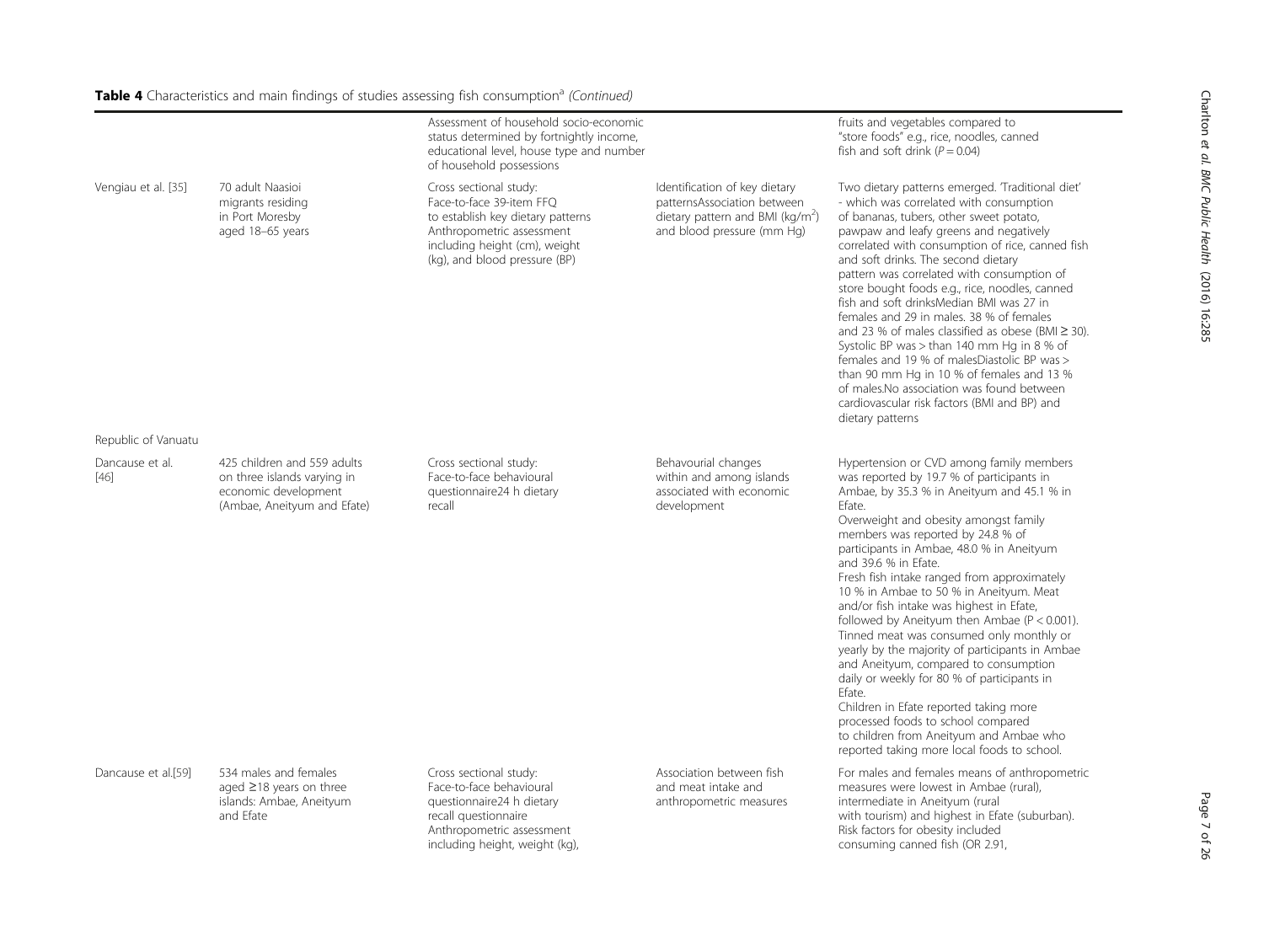**Table 4** Characteristics and main findings of studies assessing fish consumption[a] *(Continued)*

| | | | | |
|---|---|---|---|---|
| | | Assessment of household socio-economic status determined by fortnightly income, educational level, house type and number of household possessions | | fruits and vegetables compared to "store foods" e.g., rice, noodles, canned fish and soft drink ($P = 0.04$) |
| Vengiau et al. [35] | 70 adult Naasioi migrants residing in Port Moresby aged 18–65 years | Cross sectional study: Face-to-face 39-item FFQ to establish key dietary patterns Anthropometric assessment including height (cm), weight (kg), and blood pressure (BP) | Identification of key dietary patternsAssociation between dietary pattern and BMI (kg/m$^2$) and blood pressure (mm Hg) | Two dietary patterns emerged. 'Traditional diet' - which was correlated with consumption of bananas, tubers, other sweet potato, pawpaw and leafy greens and negatively correlated with consumption of rice, canned fish and soft drinks. The second dietary pattern was correlated with consumption of store bought foods e.g., rice, noodles, canned fish and soft drinksMedian BMI was 27 in females and 29 in males. 38 % of females and 23 % of males classified as obese (BMI ≥ 30). Systolic BP was > than 140 mm Hg in 8 % of females and 19 % of malesDiastolic BP was > than 90 mm Hg in 10 % of females and 13 % of males.No association was found between cardiovascular risk factors (BMI and BP) and dietary patterns |
| Republic of Vanuatu | | | | |
| Dancause et al. [46] | 425 children and 559 adults on three islands varying in economic development (Ambae, Aneityum and Efate) | Cross sectional study: Face-to-face behavioural questionnaire24 h dietary recall | Behavourial changes within and among islands associated with economic development | Hypertension or CVD among family members was reported by 19.7 % of participants in Ambae, by 35.3 % in Aneityum and 45.1 % in Efate.<br>Overweight and obesity amongst family members was reported by 24.8 % of participants in Ambae, 48.0 % in Aneityum and 39.6 % in Efate.<br>Fresh fish intake ranged from approximately 10 % in Ambae to 50 % in Aneityum. Meat and/or fish intake was highest in Efate, followed by Aneityum then Ambae ($P < 0.001$).<br>Tinned meat was consumed only monthly or yearly by the majority of participants in Ambae and Aneityum, compared to consumption daily or weekly for 80 % of participants in Efate.<br>Children in Efate reported taking more processed foods to school compared to children from Aneityum and Ambae who reported taking more local foods to school. |
| Dancause et al.[59] | 534 males and females aged ≥18 years on three islands: Ambae, Aneityum and Efate | Cross sectional study: Face-to-face behavioural questionnaire24 h dietary recall questionnaire Anthropometric assessment including height, weight (kg), | Association between fish and meat intake and anthropometric measures | For males and females means of anthropometric measures were lowest in Ambae (rural), intermediate in Aneityum (rural with tourism) and highest in Efate (suburban). Risk factors for obesity included consuming canned fish (OR 2.91, |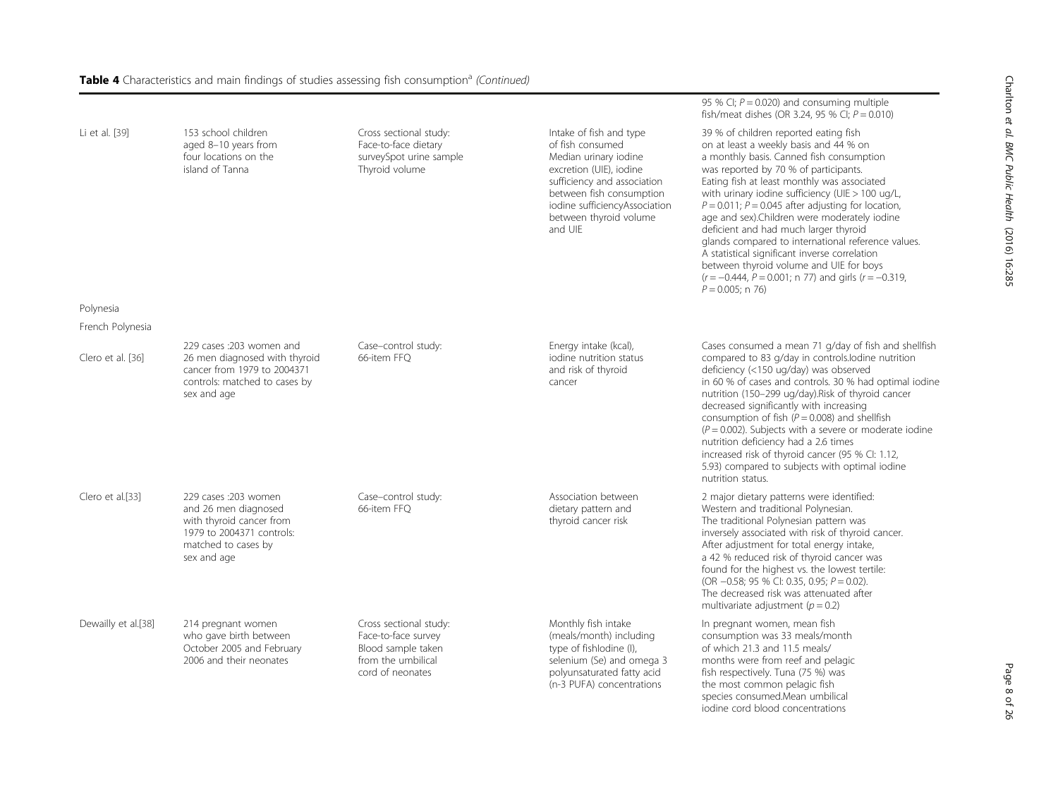**Table 4** Characteristics and main findings of studies assessing fish consumption[a] *(Continued)*

| | | | | |
|---|---|---|---|---|
| | | | | 95 % CI; $P = 0.020$) and consuming multiple fish/meat dishes (OR 3.24, 95 % CI; $P = 0.010$) |
| Li et al. [39] | 153 school children aged 8–10 years from four locations on the island of Tanna | Cross sectional study: Face-to-face dietary surveySpot urine sample Thyroid volume | Intake of fish and type of fish consumed Median urinary iodine excretion (UIE), iodine sufficiency and association between fish consumption iodine sufficiencyAssociation between thyroid volume and UIE | 39 % of children reported eating fish on at least a weekly basis and 44 % on a monthly basis. Canned fish consumption was reported by 70 % of participants. Eating fish at least monthly was associated with urinary iodine sufficiency (UIE > 100 ug/L, $P = 0.011$; $P = 0.045$ after adjusting for location, age and sex).Children were moderately iodine deficient and had much larger thyroid glands compared to international reference values. A statistical significant inverse correlation between thyroid volume and UIE for boys ($r = -0.444$, $P = 0.001$; n 77) and girls ($r = -0.319$, $P = 0.005$; n 76) |
| Polynesia | | | | |
| French Polynesia | | | | |
| Clero et al. [36] | 229 cases :203 women and 26 men diagnosed with thyroid cancer from 1979 to 2004371 controls: matched to cases by sex and age | Case–control study: 66-item FFQ | Energy intake (kcal), iodine nutrition status and risk of thyroid cancer | Cases consumed a mean 71 g/day of fish and shellfish compared to 83 g/day in controls.Iodine nutrition deficiency (<150 ug/day) was observed in 60 % of cases and controls. 30 % had optimal iodine nutrition (150–299 ug/day).Risk of thyroid cancer decreased significantly with increasing consumption of fish ($P = 0.008$) and shellfish ($P = 0.002$). Subjects with a severe or moderate iodine nutrition deficiency had a 2.6 times increased risk of thyroid cancer (95 % CI: 1.12, 5.93) compared to subjects with optimal iodine nutrition status. |
| Clero et al.[33] | 229 cases :203 women and 26 men diagnosed with thyroid cancer from 1979 to 2004371 controls: matched to cases by sex and age | Case–control study: 66-item FFQ | Association between dietary pattern and thyroid cancer risk | 2 major dietary patterns were identified: Western and traditional Polynesian. The traditional Polynesian pattern was inversely associated with risk of thyroid cancer. After adjustment for total energy intake, a 42 % reduced risk of thyroid cancer was found for the highest vs. the lowest tertile: (OR −0.58; 95 % CI: 0.35, 0.95; $P = 0.02$). The decreased risk was attenuated after multivariate adjustment ($p = 0.2$) |
| Dewailly et al.[38] | 214 pregnant women who gave birth between October 2005 and February 2006 and their neonates | Cross sectional study: Face-to-face survey Blood sample taken from the umbilical cord of neonates | Monthly fish intake (meals/month) including type of fishIodine (I), selenium (Se) and omega 3 polyunsaturated fatty acid (n-3 PUFA) concentrations | In pregnant women, mean fish consumption was 33 meals/month of which 21.3 and 11.5 meals/ months were from reef and pelagic fish respectively. Tuna (75 %) was the most common pelagic fish species consumed.Mean umbilical iodine cord blood concentrations |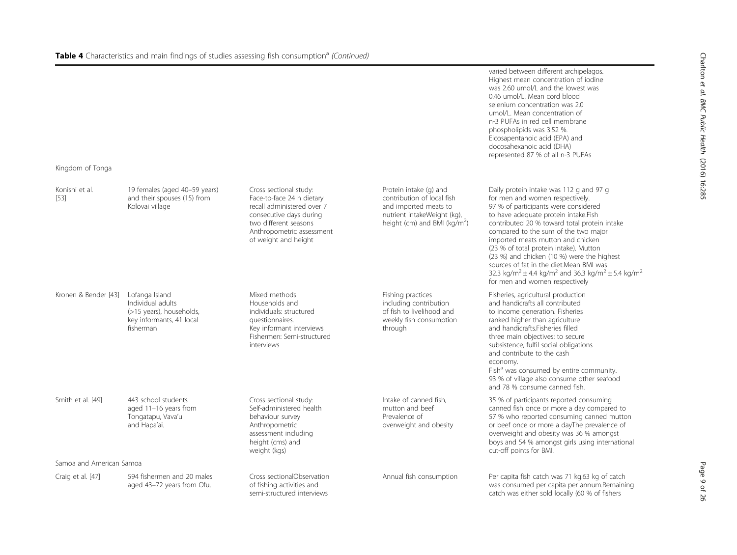**Table 4** Characteristics and main findings of studies assessing fish consumption[a] *(Continued)*

| | | | | |
|---|---|---|---|---|
| | | | | varied between different archipelagos. Highest mean concentration of iodine was 2.60 umol/L and the lowest was 0.46 umol/L. Mean cord blood selenium concentration was 2.0 umol/L. Mean concentration of n-3 PUFAs in red cell membrane phospholipids was 3.52 %. Eicosapentanoic acid (EPA) and docosahexanoic acid (DHA) represented 87 % of all n-3 PUFAs |
| Kingdom of Tonga | | | | |
| Konishi et al. [53] | 19 females (aged 40–59 years) and their spouses (15) from Kolovai village | Cross sectional study: Face-to-face 24 h dietary recall administered over 7 consecutive days during two different seasons Anthropometric assessment of weight and height | Protein intake (g) and contribution of local fish and imported meats to nutrient intakeWeight (kg), height (cm) and BMI (kg/m$^2$) | Daily protein intake was 112 g and 97 g for men and women respectively. 97 % of participants were considered to have adequate protein intake.Fish contributed 20 % toward total protein intake compared to the sum of the two major imported meats mutton and chicken (23 % of total protein intake). Mutton (23 %) and chicken (10 %) were the highest sources of fat in the diet.Mean BMI was 32.3 kg/m$^2$ ± 4.4 kg/m$^2$ and 36.3 kg/m$^2$ ± 5.4 kg/m$^2$ for men and women respectively |
| Kronen & Bender [43] | Lofanga Island Individual adults (>15 years), households, key informants, 41 local fisherman | Mixed methods Households and individuals: structured questionnaires. Key informant interviews Fishermen: Semi-structured interviews | Fishing practices including contribution of fish to livelihood and weekly fish consumption through | Fisheries, agricultural production and handicrafts all contributed to income generation. Fisheries ranked higher than agriculture and handicrafts.Fisheries filled three main objectives: to secure subsistence, fulfil social obligations and contribute to the cash economy. Fish[a] was consumed by entire community. 93 % of village also consume other seafood and 78 % consume canned fish. |
| Smith et al. [49] | 443 school students aged 11–16 years from Tongatapu, Vava'u and Hapa'ai. | Cross sectional study: Self-administered health behaviour survey Anthropometric assessment including height (cms) and weight (kgs) | Intake of canned fish, mutton and beef Prevalence of overweight and obesity | 35 % of participants reported consuming canned fish once or more a day compared to 57 % who reported consuming canned mutton or beef once or more a dayThe prevalence of overweight and obesity was 36 % amongst boys and 54 % amongst girls using international cut-off points for BMI. |
| Samoa and American Samoa | | | | |
| Craig et al. [47] | 594 fishermen and 20 males aged 43–72 years from Ofu, | Cross sectionalObservation of fishing activities and semi-structured interviews | Annual fish consumption | Per capita fish catch was 71 kg.63 kg of catch was consumed per capita per annum.Remaining catch was either sold locally (60 % of fishers |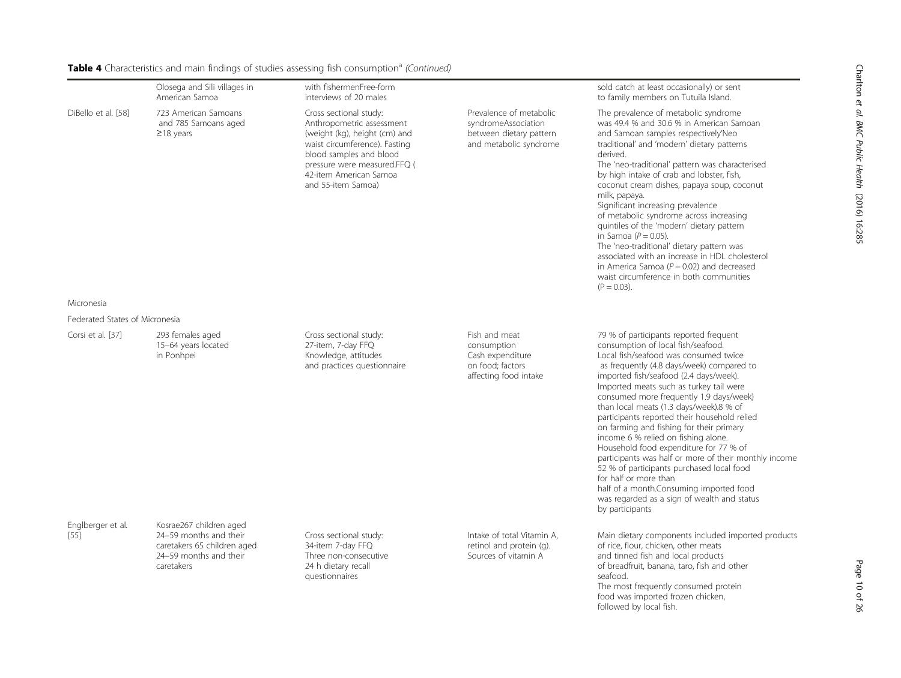**Table 4** Characteristics and main findings of studies assessing fish consumption[a] *(Continued)*

| | | | | |
|---|---|---|---|---|
| | Olosega and Sili villages in American Samoa | with fishermenFree-form interviews of 20 males | | sold catch at least occasionally) or sent to family members on Tutuila Island. |
| DiBello et al. [58] | 723 American Samoans and 785 Samoans aged ≥18 years | Cross sectional study: Anthropometric assessment (weight (kg), height (cm) and waist circumference). Fasting blood samples and blood pressure were measured.FFQ ( 42-item American Samoa and 55-item Samoa) | Prevalence of metabolic syndromeAssociation between dietary pattern and metabolic syndrome | The prevalence of metabolic syndrome was 49.4 % and 30.6 % in American Samoan and Samoan samples respectively'Neo traditional' and 'modern' dietary patterns derived. The 'neo-traditional' pattern was characterised by high intake of crab and lobster, fish, coconut cream dishes, papaya soup, coconut milk, papaya. Significant increasing prevalence of metabolic syndrome across increasing quintiles of the 'modern' dietary pattern in Samoa ($P = 0.05$). The 'neo-traditional' dietary pattern was associated with an increase in HDL cholesterol in America Samoa ($P = 0.02$) and decreased waist circumference in both communities ($P = 0.03$). |
| Micronesia | | | | |
| Federated States of Micronesia | | | | |
| Corsi et al. [37] | 293 females aged 15–64 years located in Ponhpei | Cross sectional study: 27-item, 7-day FFQ Knowledge, attitudes and practices questionnaire | Fish and meat consumption Cash expenditure on food; factors affecting food intake | 79 % of participants reported frequent consumption of local fish/seafood. Local fish/seafood was consumed twice as frequently (4.8 days/week) compared to imported fish/seafood (2.4 days/week). Imported meats such as turkey tail were consumed more frequently 1.9 days/week) than local meats (1.3 days/week).8 % of participants reported their household relied on farming and fishing for their primary income 6 % relied on fishing alone. Household food expenditure for 77 % of participants was half or more of their monthly income 52 % of participants purchased local food for half or more than half of a month.Consuming imported food was regarded as a sign of wealth and status by participants |
| Englberger et al. [55] | Kosrae267 children aged 24–59 months and their caretakers 65 children aged 24–59 months and their caretakers | Cross sectional study: 34-item 7-day FFQ Three non-consecutive 24 h dietary recall questionnaires | Intake of total Vitamin A, retinol and protein (g). Sources of vitamin A | Main dietary components included imported products of rice, flour, chicken, other meats and tinned fish and local products of breadfruit, banana, taro, fish and other seafood. The most frequently consumed protein food was imported frozen chicken, followed by local fish. |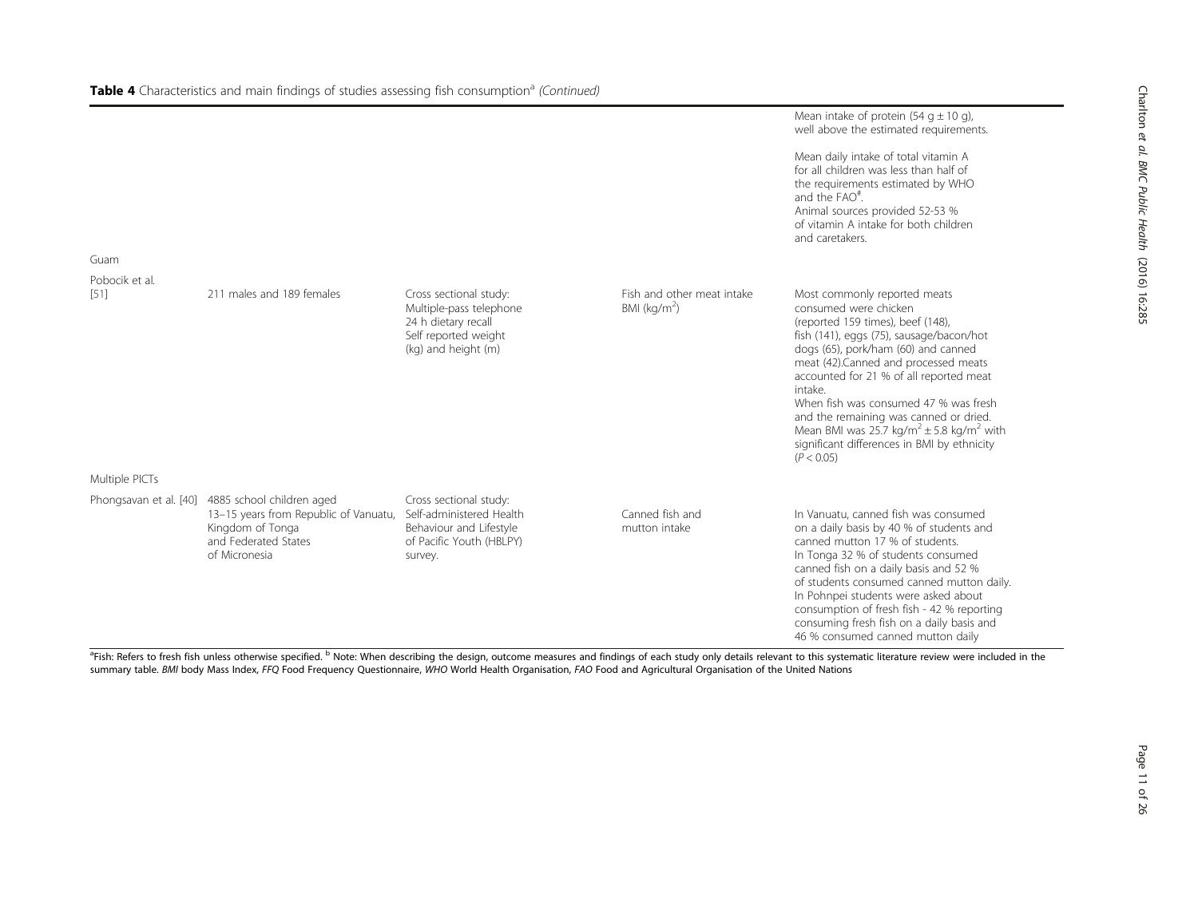**Table 4** Characteristics and main findings of studies assessing fish consumption[a] *(Continued)*

| | | | | |
|---|---|---|---|---|
| | | | | Mean intake of protein (54 g ± 10 g), well above the estimated requirements.<br><br>Mean daily intake of total vitamin A for all children was less than half of the requirements estimated by WHO and the FAO[#].<br>Animal sources provided 52-53 % of vitamin A intake for both children and caretakers. |
| Guam | | | | |
| Pobocik et al. [51] | 211 males and 189 females | Cross sectional study:<br>Multiple-pass telephone 24 h dietary recall<br>Self reported weight (kg) and height (m) | Fish and other meat intake<br>BMI (kg/m$^2$) | Most commonly reported meats consumed were chicken (reported 159 times), beef (148), fish (141), eggs (75), sausage/bacon/hot dogs (65), pork/ham (60) and canned meat (42).Canned and processed meats accounted for 21 % of all reported meat intake.<br>When fish was consumed 47 % was fresh and the remaining was canned or dried.<br>Mean BMI was 25.7 kg/m$^2$ ± 5.8 kg/m$^2$ with significant differences in BMI by ethnicity ($P < 0.05$) |
| Multiple PICTs | | | | |
| Phongsavan et al. [40] | 4885 school children aged 13–15 years from Republic of Vanuatu, Kingdom of Tonga and Federated States of Micronesia | Cross sectional study:<br>Self-administered Health Behaviour and Lifestyle of Pacific Youth (HBLPY) survey. | Canned fish and mutton intake | In Vanuatu, canned fish was consumed on a daily basis by 40 % of students and canned mutton 17 % of students.<br>In Tonga 32 % of students consumed canned fish on a daily basis and 52 % of students consumed canned mutton daily.<br>In Pohnpei students were asked about consumption of fresh fish - 42 % reporting consuming fresh fish on a daily basis and 46 % consumed canned mutton daily |

[a]Fish: Refers to fresh fish unless otherwise specified. [b] Note: When describing the design, outcome measures and findings of each study only details relevant to this systematic literature review were included in the summary table. *BMI* body Mass Index, *FFQ* Food Frequency Questionnaire, *WHO* World Health Organisation, *FAO* Food and Agricultural Organisation of the United Nations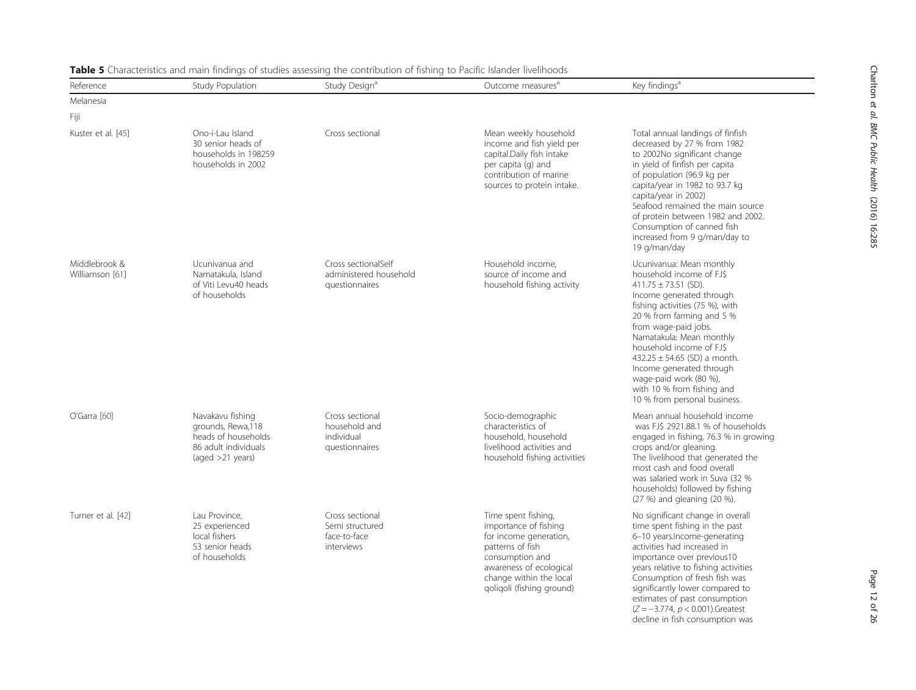**Table 5** Characteristics and main findings of studies assessing the contribution of fishing to Pacific Islander livelihoods

| Reference | Study Population | Study Design[a] | Outcome measures[a] | Key findings[a] |
|---|---|---|---|---|
| Melanesia | | | | |
| Fiji | | | | |
| Kuster et al. [45] | Ono-i-Lau Island 30 senior heads of households in 198259 households in 2002 | Cross sectional | Mean weekly household income and fish yield per capita.Daily fish intake per capita (g) and contribution of marine sources to protein intake. | Total annual landings of finfish decreased by 27 % from 1982 to 2002No significant change in yield of finfish per capita of population (96.9 kg per capita/year in 1982 to 93.7 kg capita/year in 2002) Seafood remained the main source of protein between 1982 and 2002. Consumption of canned fish increased from 9 g/man/day to 19 g/man/day |
| Middlebrook & Williamson [61] | Ucunivanua and Namatakula, Island of Viti Levu40 heads of households | Cross sectionalSelf administered household questionnaires | Household income, source of income and household fishing activity | Ucunivanua: Mean monthly household income of FJ$ 411.75 ± 73.51 (SD). Income generated through fishing activities (75 %), with 20 % from farming and 5 % from wage-paid jobs. Namatakula: Mean monthly household income of FJ$ 432.25 ± 54.65 (SD) a month. Income generated through wage-paid work (80 %), with 10 % from fishing and 10 % from personal business. |
| O'Garra [60] | Navakavu fishing grounds, Rewa,118 heads of households 86 adult individuals (aged >21 years) | Cross sectional household and individual questionnaires | Socio-demographic characteristics of household, household livelihood activities and household fishing activities | Mean annual household income was FJ$ 2921.88.1 % of households engaged in fishing, 76.3 % in growing crops and/or gleaning. The livelihood that generated the most cash and food overall was salaried work in Suva (32 % households) followed by fishing (27 %) and gleaning (20 %). |
| Turner et al. [42] | Lau Province, 25 experienced local fishers 53 senior heads of households | Cross sectional Semi structured face-to-face interviews | Time spent fishing, importance of fishing for income generation, patterns of fish consumption and awareness of ecological change within the local qoliqoli (fishing ground) | No significant change in overall time spent fishing in the past 6–10 years.Income-generating activities had increased in importance over previous10 years relative to fishing activities Consumption of fresh fish was significantly lower compared to estimates of past consumption ($Z = -3.774$, $p < 0.001$).Greatest decline in fish consumption was |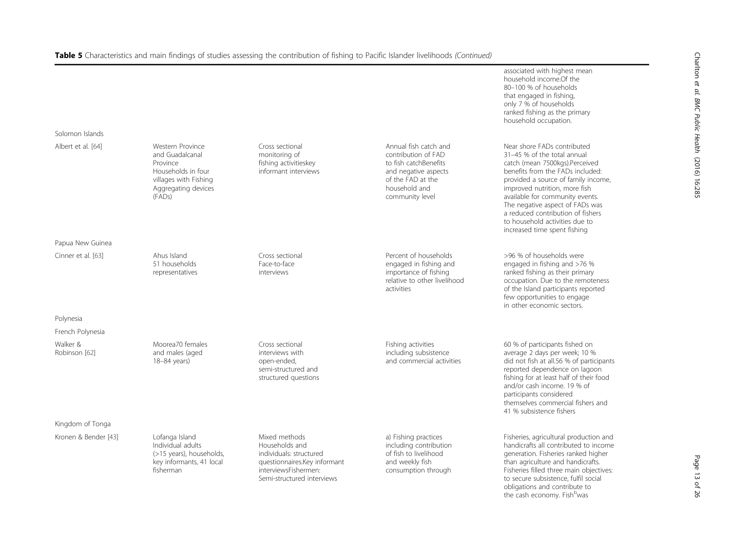**Table 5** Characteristics and main findings of studies assessing the contribution of fishing to Pacific Islander livelihoods *(Continued)*

| | | | | |
|---|---|---|---|---|
| | | | | associated with highest mean household income.Of the 80–100 % of households that engaged in fishing, only 7 % of households ranked fishing as the primary household occupation. |
| Solomon Islands | | | | |
| Albert et al. [64] | Western Province and Guadalcanal Province Households in four villages with Fishing Aggregating devices (FADs) | Cross sectional monitoring of fishing activitieskey informant interviews | Annual fish catch and contribution of FAD to fish catchBenefits and negative aspects of the FAD at the household and community level | Near shore FADs contributed 31–45 % of the total annual catch (mean 7500kgs).Perceived benefits from the FADs included: provided a source of family income, improved nutrition, more fish available for community events. The negative aspect of FADs was a reduced contribution of fishers to household activities due to increased time spent fishing |
| Papua New Guinea | | | | |
| Cinner et al. [63] | Ahus Island 51 households representatives | Cross sectional Face-to-face interviews | Percent of households engaged in fishing and importance of fishing relative to other livelihood activities | >96 % of households were engaged in fishing and >76 % ranked fishing as their primary occupation. Due to the remoteness of the Island participants reported few opportunities to engage in other economic sectors. |
| Polynesia | | | | |
| French Polynesia | | | | |
| Walker & Robinson [62] | Moorea70 females and males (aged 18–84 years) | Cross sectional interviews with open-ended, semi-structured and structured questions | Fishing activities including subsistence and commercial activities | 60 % of participants fished on average 2 days per week; 10 % did not fish at all.56 % of participants reported dependence on lagoon fishing for at least half of their food and/or cash income. 19 % of participants considered themselves commercial fishers and 41 % subsistence fishers |
| Kingdom of Tonga | | | | |
| Kronen & Bender [43] | Lofanga Island Individual adults (>15 years), households, key informants, 41 local fisherman | Mixed methods Households and individuals: structured questionnaires.Key informant interviewsFishermen: Semi-structured interviews | a) Fishing practices including contribution of fish to livelihood and weekly fish consumption through | Fisheries, agricultural production and handicrafts all contributed to income generation. Fisheries ranked higher than agriculture and handicrafts. Fisheries filled three main objectives: to secure subsistence, fulfil social obligations and contribute to the cash economy. Fish[b]was |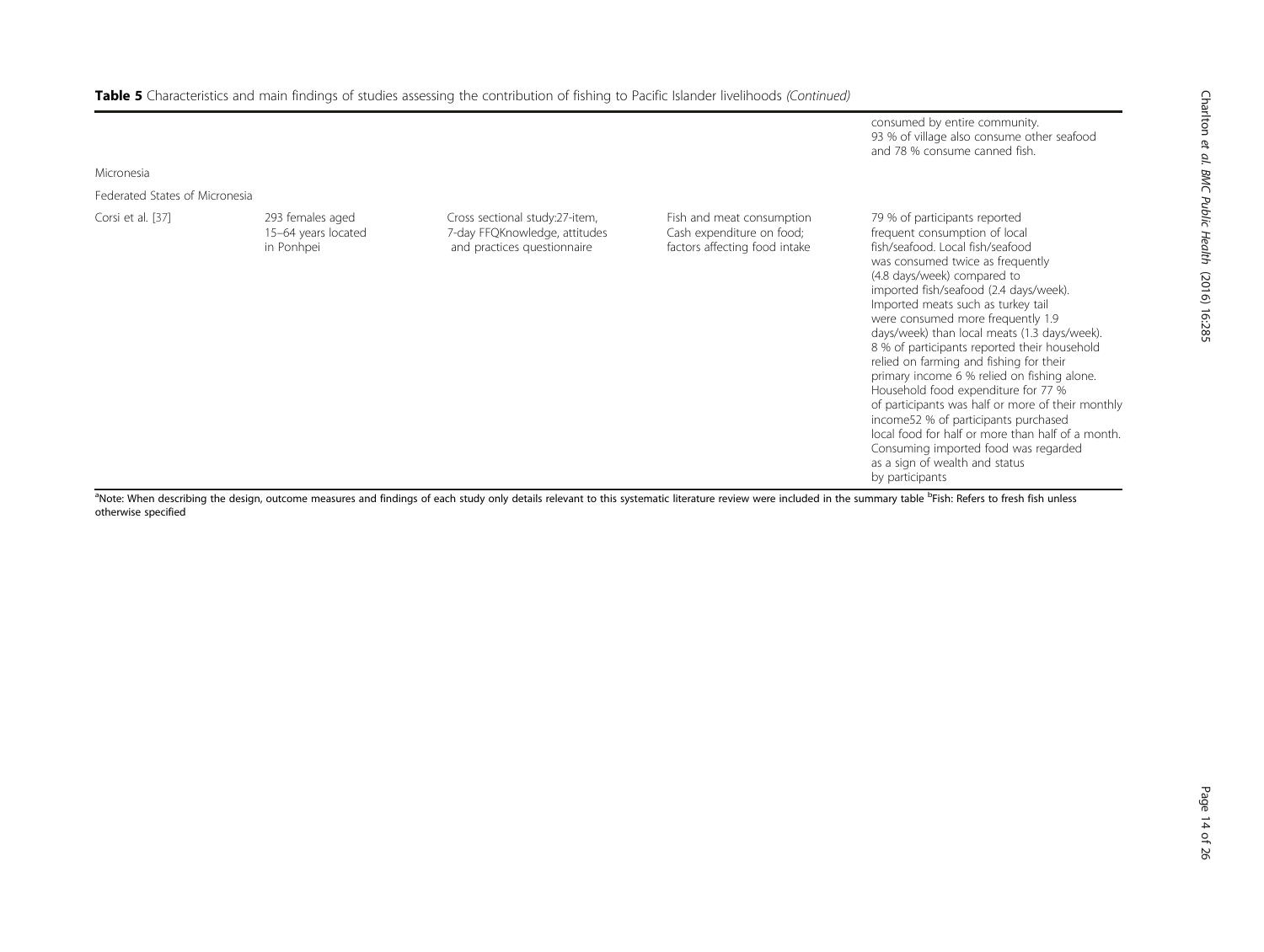**Table 5** Characteristics and main findings of studies assessing the contribution of fishing to Pacific Islander livelihoods *(Continued)*

| | | | | |
|---|---|---|---|---|
| | | | | consumed by entire community. 93 % of village also consume other seafood and 78 % consume canned fish. |
| Micronesia | | | | |
| Federated States of Micronesia | | | | |
| Corsi et al. [37] | 293 females aged 15–64 years located in Ponhpei | Cross sectional study:27-item, 7-day FFQKnowledge, attitudes and practices questionnaire | Fish and meat consumption Cash expenditure on food; factors affecting food intake | 79 % of participants reported frequent consumption of local fish/seafood. Local fish/seafood was consumed twice as frequently (4.8 days/week) compared to imported fish/seafood (2.4 days/week). Imported meats such as turkey tail were consumed more frequently 1.9 days/week) than local meats (1.3 days/week). 8 % of participants reported their household relied on farming and fishing for their primary income 6 % relied on fishing alone. Household food expenditure for 77 % of participants was half or more of their monthly income52 % of participants purchased local food for half or more than half of a month. Consuming imported food was regarded as a sign of wealth and status by participants |

[a]Note: When describing the design, outcome measures and findings of each study only details relevant to this systematic literature review were included in the summary table [b]Fish: Refers to fresh fish unless otherwise specified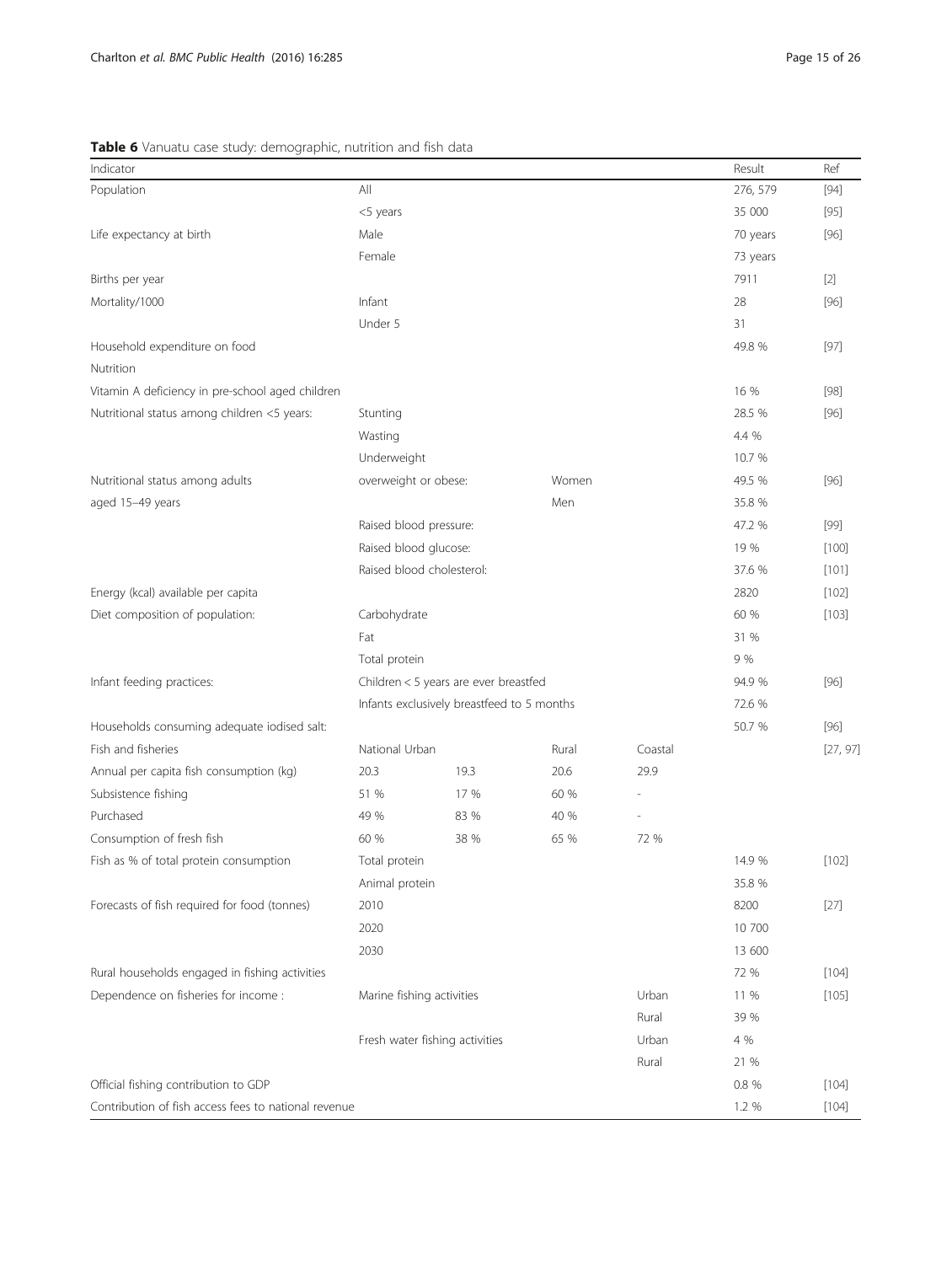**Table 6** Vanuatu case study: demographic, nutrition and fish data

| Indicator | | | | | Result | Ref |
|---|---|---|---|---|---|---|
| Population | All | | | | 276, 579 | [94] |
| | <5 years | | | | 35 000 | [95] |
| Life expectancy at birth | Male | | | | 70 years | [96] |
| | Female | | | | 73 years | |
| Births per year | | | | | 7911 | [2] |
| Mortality/1000 | Infant | | | | 28 | [96] |
| | Under 5 | | | | 31 | |
| Household expenditure on food | | | | | 49.8 % | [97] |
| Nutrition | | | | | | |
| Vitamin A deficiency in pre-school aged children | | | | | 16 % | [98] |
| Nutritional status among children <5 years: | Stunting | | | | 28.5 % | [96] |
| | Wasting | | | | 4.4 % | |
| | Underweight | | | | 10.7 % | |
| Nutritional status among adults | overweight or obese: | | Women | | 49.5 % | [96] |
| aged 15–49 years | | | Men | | 35.8 % | |
| | Raised blood pressure: | | | | 47.2 % | [99] |
| | Raised blood glucose: | | | | 19 % | [100] |
| | Raised blood cholesterol: | | | | 37.6 % | [101] |
| Energy (kcal) available per capita | | | | | 2820 | [102] |
| Diet composition of population: | Carbohydrate | | | | 60 % | [103] |
| | Fat | | | | 31 % | |
| | Total protein | | | | 9 % | |
| Infant feeding practices: | Children < 5 years are ever breastfed | | | | 94.9 % | [96] |
| | Infants exclusively breastfeed to 5 months | | | | 72.6 % | |
| Households consuming adequate iodised salt: | | | | | 50.7 % | [96] |
| Fish and fisheries | National | Urban | Rural | Coastal | | [27, 97] |
| Annual per capita fish consumption (kg) | 20.3 | 19.3 | 20.6 | 29.9 | | |
| Subsistence fishing | 51 % | 17 % | 60 % | - | | |
| Purchased | 49 % | 83 % | 40 % | - | | |
| Consumption of fresh fish | 60 % | 38 % | 65 % | 72 % | | |
| Fish as % of total protein consumption | Total protein | | | | 14.9 % | [102] |
| | Animal protein | | | | 35.8 % | |
| Forecasts of fish required for food (tonnes) | 2010 | | | | 8200 | [27] |
| | 2020 | | | | 10 700 | |
| | 2030 | | | | 13 600 | |
| Rural households engaged in fishing activities | | | | | 72 % | [104] |
| Dependence on fisheries for income : | Marine fishing activities | | | Urban | 11 % | [105] |
| | | | | Rural | 39 % | |
| | Fresh water fishing activities | | | Urban | 4 % | |
| | | | | Rural | 21 % | |
| Official fishing contribution to GDP | | | | | 0.8 % | [104] |
| Contribution of fish access fees to national revenue | | | | | 1.2 % | [104] |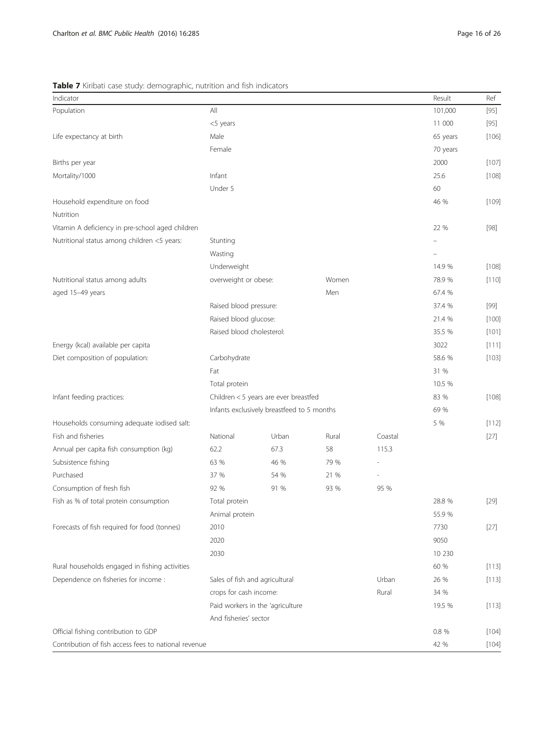**Table 7** Kiribati case study: demographic, nutrition and fish indicators

| Indicator | | | | | Result | Ref |
|---|---|---|---|---|---|---|
| Population | All | | | | 101,000 | [95] |
| | <5 years | | | | 11 000 | [95] |
| Life expectancy at birth | Male | | | | 65 years | [106] |
| | Female | | | | 70 years | |
| Births per year | | | | | 2000 | [107] |
| Mortality/1000 | Infant | | | | 25.6 | [108] |
| | Under 5 | | | | 60 | |
| Household expenditure on food | | | | | 46 % | [109] |
| Nutrition | | | | | | |
| Vitamin A deficiency in pre-school aged children | | | | | 22 % | [98] |
| Nutritional status among children <5 years: | Stunting | | | | – | |
| | Wasting | | | | – | |
| | Underweight | | | | 14.9 % | [108] |
| Nutritional status among adults | overweight or obese: | | Women | | 78.9 % | [110] |
| aged 15–49 years | | | Men | | 67.4 % | |
| | Raised blood pressure: | | | | 37.4 % | [99] |
| | Raised blood glucose: | | | | 21.4 % | [100] |
| | Raised blood cholesterol: | | | | 35.5 % | [101] |
| Energy (kcal) available per capita | | | | | 3022 | [111] |
| Diet composition of population: | Carbohydrate | | | | 58.6 % | [103] |
| | Fat | | | | 31 % | |
| | Total protein | | | | 10.5 % | |
| Infant feeding practices: | Children < 5 years are ever breastfed | | | | 83 % | [108] |
| | Infants exclusively breastfeed to 5 months | | | | 69 % | |
| Households consuming adequate iodised salt: | | | | | 5 % | [112] |
| Fish and fisheries | National | Urban | Rural | Coastal | | [27] |
| Annual per capita fish consumption (kg) | 62.2 | 67.3 | 58 | 115.3 | | |
| Subsistence fishing | 63 % | 46 % | 79 % | - | | |
| Purchased | 37 % | 54 % | 21 % | - | | |
| Consumption of fresh fish | 92 % | 91 % | 93 % | 95 % | | |
| Fish as % of total protein consumption | Total protein | | | | 28.8 % | [29] |
| | Animal protein | | | | 55.9 % | |
| Forecasts of fish required for food (tonnes) | 2010 | | | | 7730 | [27] |
| | 2020 | | | | 9050 | |
| | 2030 | | | | 10 230 | |
| Rural households engaged in fishing activities | | | | | 60 % | [113] |
| Dependence on fisheries for income : | Sales of fish and agricultural | | | Urban | 26 % | [113] |
| | crops for cash income: | | | Rural | 34 % | |
| | Paid workers in the 'agriculture | | | | 19.5 % | [113] |
| | And fisheries' sector | | | | | |
| Official fishing contribution to GDP | | | | | 0.8 % | [104] |
| Contribution of fish access fees to national revenue | | | | | 42 % | [104] |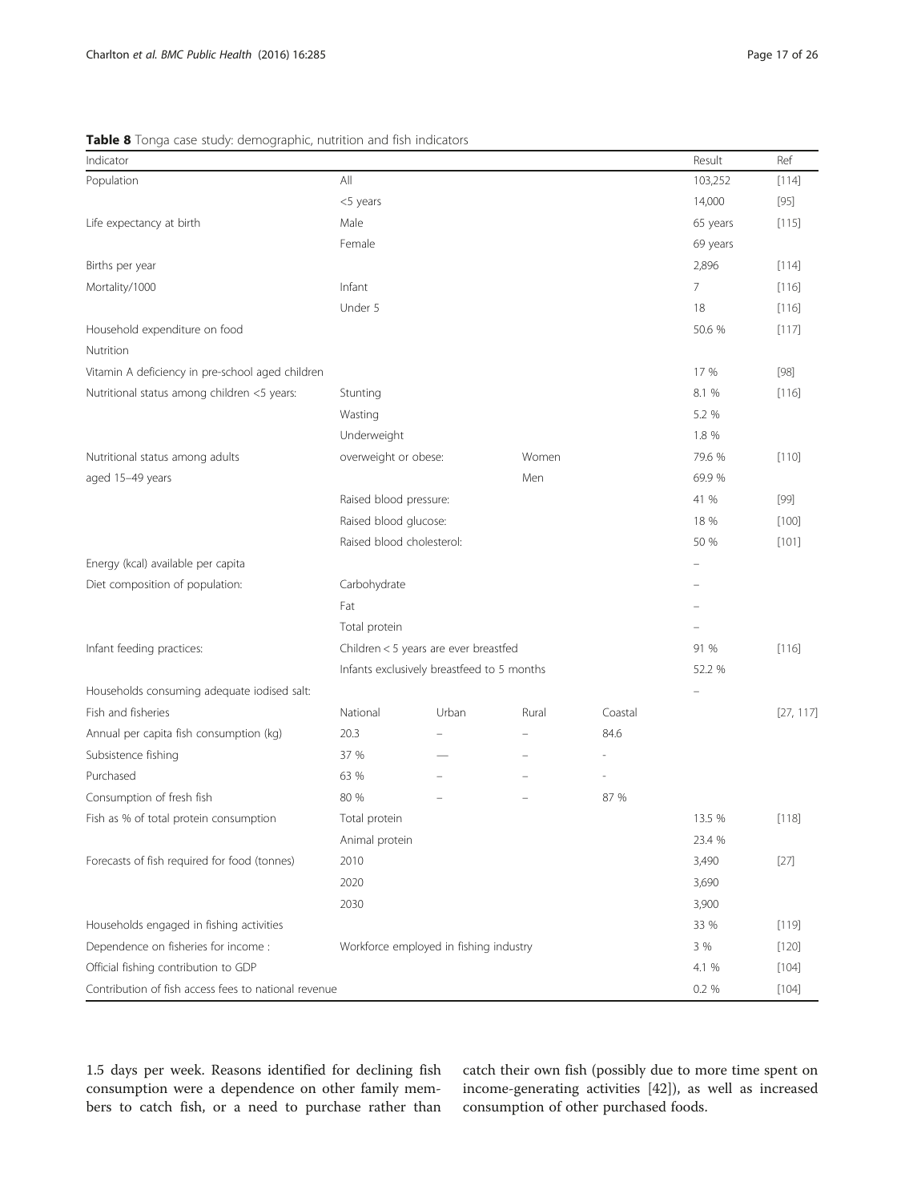**Table 8** Tonga case study: demographic, nutrition and fish indicators

| Indicator | | | | | Result | Ref |
|---|---|---|---|---|---|---|
| Population | All | | | | 103,252 | [114] |
| | <5 years | | | | 14,000 | [95] |
| Life expectancy at birth | Male | | | | 65 years | [115] |
| | Female | | | | 69 years | |
| Births per year | | | | | 2,896 | [114] |
| Mortality/1000 | Infant | | | | 7 | [116] |
| | Under 5 | | | | 18 | [116] |
| Household expenditure on food | | | | | 50.6 % | [117] |
| Nutrition | | | | | | |
| Vitamin A deficiency in pre-school aged children | | | | | 17 % | [98] |
| Nutritional status among children <5 years: | Stunting | | | | 8.1 % | [116] |
| | Wasting | | | | 5.2 % | |
| | Underweight | | | | 1.8 % | |
| Nutritional status among adults | overweight or obese: | | Women | | 79.6 % | [110] |
| aged 15–49 years | | | Men | | 69.9 % | |
| | Raised blood pressure: | | | | 41 % | [99] |
| | Raised blood glucose: | | | | 18 % | [100] |
| | Raised blood cholesterol: | | | | 50 % | [101] |
| Energy (kcal) available per capita | | | | | – | |
| Diet composition of population: | Carbohydrate | | | | – | |
| | Fat | | | | – | |
| | Total protein | | | | – | |
| Infant feeding practices: | Children < 5 years are ever breastfed | | | | 91 % | [116] |
| | Infants exclusively breastfeed to 5 months | | | | 52.2 % | |
| Households consuming adequate iodised salt: | | | | | – | |
| Fish and fisheries | National | Urban | Rural | Coastal | | [27, 117] |
| Annual per capita fish consumption (kg) | 20.3 | – | – | 84.6 | | |
| Subsistence fishing | 37 % | — | – | - | | |
| Purchased | 63 % | – | – | - | | |
| Consumption of fresh fish | 80 % | – | – | 87 % | | |
| Fish as % of total protein consumption | Total protein | | | | 13.5 % | [118] |
| | Animal protein | | | | 23.4 % | |
| Forecasts of fish required for food (tonnes) | 2010 | | | | 3,490 | [27] |
| | 2020 | | | | 3,690 | |
| | 2030 | | | | 3,900 | |
| Households engaged in fishing activities | | | | | 33 % | [119] |
| Dependence on fisheries for income : | Workforce employed in fishing industry | | | | 3 % | [120] |
| Official fishing contribution to GDP | | | | | 4.1 % | [104] |
| Contribution of fish access fees to national revenue | | | | | 0.2 % | [104] |

1.5 days per week. Reasons identified for declining fish consumption were a dependence on other family members to catch fish, or a need to purchase rather than catch their own fish (possibly due to more time spent on income-generating activities [42]), as well as increased consumption of other purchased foods.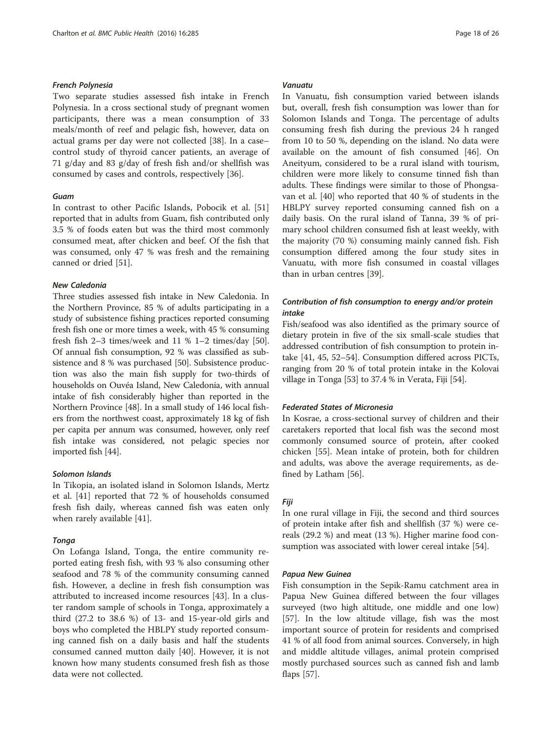#### *French Polynesia*

Two separate studies assessed fish intake in French Polynesia. In a cross sectional study of pregnant women participants, there was a mean consumption of 33 meals/month of reef and pelagic fish, however, data on actual grams per day were not collected [38]. In a case–control study of thyroid cancer patients, an average of 71 g/day and 83 g/day of fresh fish and/or shellfish was consumed by cases and controls, respectively [36].

#### *Guam*

In contrast to other Pacific Islands, Pobocik et al. [51] reported that in adults from Guam, fish contributed only 3.5 % of foods eaten but was the third most commonly consumed meat, after chicken and beef. Of the fish that was consumed, only 47 % was fresh and the remaining canned or dried [51].

#### *New Caledonia*

Three studies assessed fish intake in New Caledonia. In the Northern Province, 85 % of adults participating in a study of subsistence fishing practices reported consuming fresh fish one or more times a week, with 45 % consuming fresh fish 2–3 times/week and 11 % 1–2 times/day [50]. Of annual fish consumption, 92 % was classified as subsistence and 8 % was purchased [50]. Subsistence production was also the main fish supply for two-thirds of households on Ouvéa Island, New Caledonia, with annual intake of fish considerably higher than reported in the Northern Province [48]. In a small study of 146 local fishers from the northwest coast, approximately 18 kg of fish per capita per annum was consumed, however, only reef fish intake was considered, not pelagic species nor imported fish [44].

#### *Solomon Islands*

In Tikopia, an isolated island in Solomon Islands, Mertz et al. [41] reported that 72 % of households consumed fresh fish daily, whereas canned fish was eaten only when rarely available [41].

#### *Tonga*

On Lofanga Island, Tonga, the entire community reported eating fresh fish, with 93 % also consuming other seafood and 78 % of the community consuming canned fish. However, a decline in fresh fish consumption was attributed to increased income resources [43]. In a cluster random sample of schools in Tonga, approximately a third (27.2 to 38.6 %) of 13- and 15-year-old girls and boys who completed the HBLPY study reported consuming canned fish on a daily basis and half the students consumed canned mutton daily [40]. However, it is not known how many students consumed fresh fish as those data were not collected.

#### *Vanuatu*

In Vanuatu, fish consumption varied between islands but, overall, fresh fish consumption was lower than for Solomon Islands and Tonga. The percentage of adults consuming fresh fish during the previous 24 h ranged from 10 to 50 %, depending on the island. No data were available on the amount of fish consumed [46]. On Aneityum, considered to be a rural island with tourism, children were more likely to consume tinned fish than adults. These findings were similar to those of Phongsavan et al. [40] who reported that 40 % of students in the HBLPY survey reported consuming canned fish on a daily basis. On the rural island of Tanna, 39 % of primary school children consumed fish at least weekly, with the majority (70 %) consuming mainly canned fish. Fish consumption differed among the four study sites in Vanuatu, with more fish consumed in coastal villages than in urban centres [39].

### *Contribution of fish consumption to energy and/or protein intake*

Fish/seafood was also identified as the primary source of dietary protein in five of the six small-scale studies that addressed contribution of fish consumption to protein intake [41, 45, 52–54]. Consumption differed across PICTs, ranging from 20 % of total protein intake in the Kolovai village in Tonga [53] to 37.4 % in Verata, Fiji [54].

#### *Federated States of Micronesia*

In Kosrae, a cross-sectional survey of children and their caretakers reported that local fish was the second most commonly consumed source of protein, after cooked chicken [55]. Mean intake of protein, both for children and adults, was above the average requirements, as defined by Latham [56].

#### *Fiji*

In one rural village in Fiji, the second and third sources of protein intake after fish and shellfish (37 %) were cereals (29.2 %) and meat (13 %). Higher marine food consumption was associated with lower cereal intake [54].

#### *Papua New Guinea*

Fish consumption in the Sepik-Ramu catchment area in Papua New Guinea differed between the four villages surveyed (two high altitude, one middle and one low) [57]. In the low altitude village, fish was the most important source of protein for residents and comprised 41 % of all food from animal sources. Conversely, in high and middle altitude villages, animal protein comprised mostly purchased sources such as canned fish and lamb flaps [57].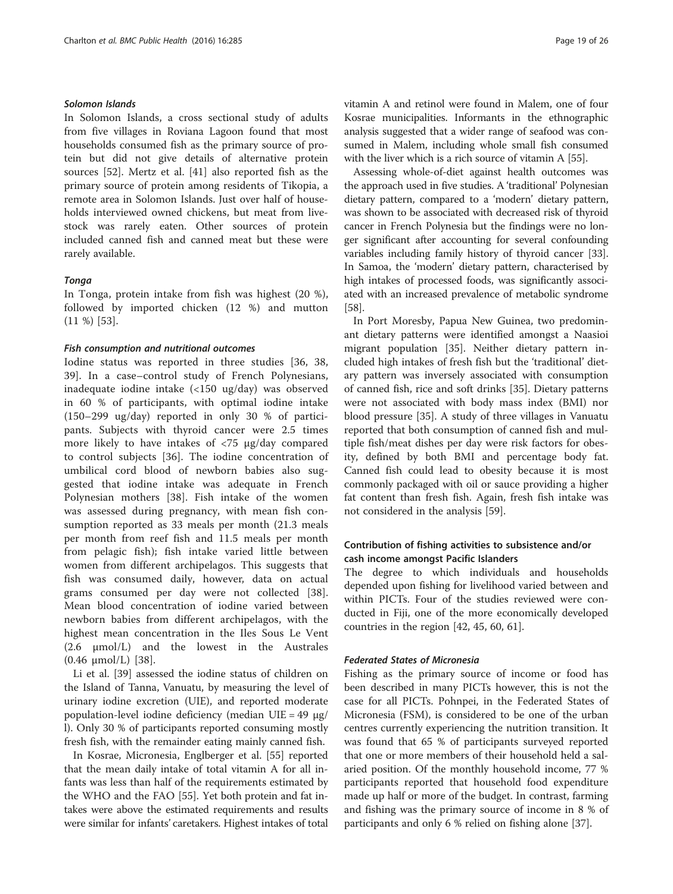#### Solomon Islands

In Solomon Islands, a cross sectional study of adults from five villages in Roviana Lagoon found that most households consumed fish as the primary source of protein but did not give details of alternative protein sources [52]. Mertz et al. [41] also reported fish as the primary source of protein among residents of Tikopia, a remote area in Solomon Islands. Just over half of households interviewed owned chickens, but meat from livestock was rarely eaten. Other sources of protein included canned fish and canned meat but these were rarely available.

#### Tonga

In Tonga, protein intake from fish was highest (20 %), followed by imported chicken (12 %) and mutton (11 %) [53].

#### Fish consumption and nutritional outcomes

Iodine status was reported in three studies [36, 38, 39]. In a case–control study of French Polynesians, inadequate iodine intake (<150 ug/day) was observed in 60 % of participants, with optimal iodine intake (150–299 ug/day) reported in only 30 % of participants. Subjects with thyroid cancer were 2.5 times more likely to have intakes of <75 μg/day compared to control subjects [36]. The iodine concentration of umbilical cord blood of newborn babies also suggested that iodine intake was adequate in French Polynesian mothers [38]. Fish intake of the women was assessed during pregnancy, with mean fish consumption reported as 33 meals per month (21.3 meals per month from reef fish and 11.5 meals per month from pelagic fish); fish intake varied little between women from different archipelagos. This suggests that fish was consumed daily, however, data on actual grams consumed per day were not collected [38]. Mean blood concentration of iodine varied between newborn babies from different archipelagos, with the highest mean concentration in the Iles Sous Le Vent (2.6 μmol/L) and the lowest in the Australes (0.46 μmol/L) [38].

Li et al. [39] assessed the iodine status of children on the Island of Tanna, Vanuatu, by measuring the level of urinary iodine excretion (UIE), and reported moderate population-level iodine deficiency (median UIE = 49 μg/l). Only 30 % of participants reported consuming mostly fresh fish, with the remainder eating mainly canned fish.

In Kosrae, Micronesia, Englberger et al. [55] reported that the mean daily intake of total vitamin A for all infants was less than half of the requirements estimated by the WHO and the FAO [55]. Yet both protein and fat intakes were above the estimated requirements and results were similar for infants' caretakers. Highest intakes of total vitamin A and retinol were found in Malem, one of four Kosrae municipalities. Informants in the ethnographic analysis suggested that a wider range of seafood was consumed in Malem, including whole small fish consumed with the liver which is a rich source of vitamin A [55].

Assessing whole-of-diet against health outcomes was the approach used in five studies. A 'traditional' Polynesian dietary pattern, compared to a 'modern' dietary pattern, was shown to be associated with decreased risk of thyroid cancer in French Polynesia but the findings were no longer significant after accounting for several confounding variables including family history of thyroid cancer [33]. In Samoa, the 'modern' dietary pattern, characterised by high intakes of processed foods, was significantly associated with an increased prevalence of metabolic syndrome [58].

In Port Moresby, Papua New Guinea, two predominant dietary patterns were identified amongst a Naasioi migrant population [35]. Neither dietary pattern included high intakes of fresh fish but the 'traditional' dietary pattern was inversely associated with consumption of canned fish, rice and soft drinks [35]. Dietary patterns were not associated with body mass index (BMI) nor blood pressure [35]. A study of three villages in Vanuatu reported that both consumption of canned fish and multiple fish/meat dishes per day were risk factors for obesity, defined by both BMI and percentage body fat. Canned fish could lead to obesity because it is most commonly packaged with oil or sauce providing a higher fat content than fresh fish. Again, fresh fish intake was not considered in the analysis [59].

### Contribution of fishing activities to subsistence and/or cash income amongst Pacific Islanders

The degree to which individuals and households depended upon fishing for livelihood varied between and within PICTs. Four of the studies reviewed were conducted in Fiji, one of the more economically developed countries in the region [42, 45, 60, 61].

#### Federated States of Micronesia

Fishing as the primary source of income or food has been described in many PICTs however, this is not the case for all PICTs. Pohnpei, in the Federated States of Micronesia (FSM), is considered to be one of the urban centres currently experiencing the nutrition transition. It was found that 65 % of participants surveyed reported that one or more members of their household held a salaried position. Of the monthly household income, 77 % participants reported that household food expenditure made up half or more of the budget. In contrast, farming and fishing was the primary source of income in 8 % of participants and only 6 % relied on fishing alone [37].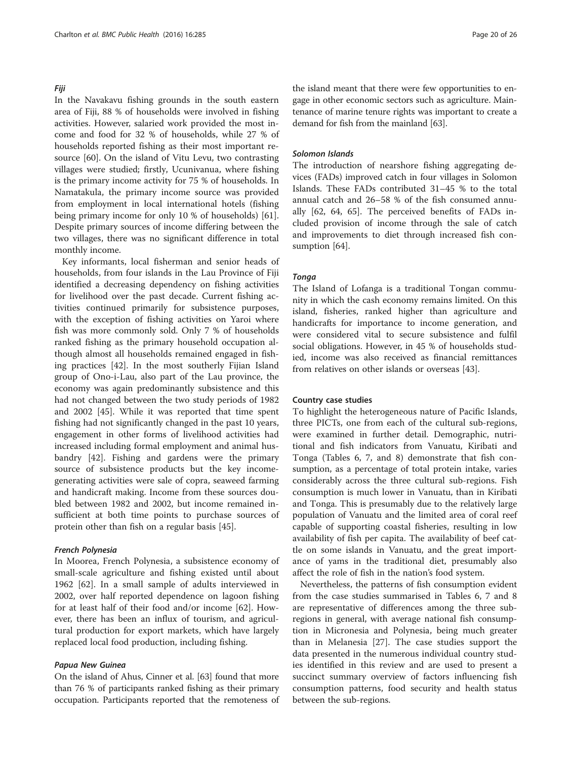#### *Fiji*

In the Navakavu fishing grounds in the south eastern area of Fiji, 88 % of households were involved in fishing activities. However, salaried work provided the most income and food for 32 % of households, while 27 % of households reported fishing as their most important resource [60]. On the island of Vitu Levu, two contrasting villages were studied; firstly, Ucunivanua, where fishing is the primary income activity for 75 % of households. In Namatakula, the primary income source was provided from employment in local international hotels (fishing being primary income for only 10 % of households) [61]. Despite primary sources of income differing between the two villages, there was no significant difference in total monthly income.

Key informants, local fisherman and senior heads of households, from four islands in the Lau Province of Fiji identified a decreasing dependency on fishing activities for livelihood over the past decade. Current fishing activities continued primarily for subsistence purposes, with the exception of fishing activities on Yaroi where fish was more commonly sold. Only 7 % of households ranked fishing as the primary household occupation although almost all households remained engaged in fishing practices [42]. In the most southerly Fijian Island group of Ono-i-Lau, also part of the Lau province, the economy was again predominantly subsistence and this had not changed between the two study periods of 1982 and 2002 [45]. While it was reported that time spent fishing had not significantly changed in the past 10 years, engagement in other forms of livelihood activities had increased including formal employment and animal husbandry [42]. Fishing and gardens were the primary source of subsistence products but the key income-generating activities were sale of copra, seaweed farming and handicraft making. Income from these sources doubled between 1982 and 2002, but income remained insufficient at both time points to purchase sources of protein other than fish on a regular basis [45].

#### *French Polynesia*

In Moorea, French Polynesia, a subsistence economy of small-scale agriculture and fishing existed until about 1962 [62]. In a small sample of adults interviewed in 2002, over half reported dependence on lagoon fishing for at least half of their food and/or income [62]. However, there has been an influx of tourism, and agricultural production for export markets, which have largely replaced local food production, including fishing.

#### *Papua New Guinea*

On the island of Ahus, Cinner et al. [63] found that more than 76 % of participants ranked fishing as their primary occupation. Participants reported that the remoteness of the island meant that there were few opportunities to engage in other economic sectors such as agriculture. Maintenance of marine tenure rights was important to create a demand for fish from the mainland [63].

#### *Solomon Islands*

The introduction of nearshore fishing aggregating devices (FADs) improved catch in four villages in Solomon Islands. These FADs contributed 31–45 % to the total annual catch and 26–58 % of the fish consumed annually [62, 64, 65]. The perceived benefits of FADs included provision of income through the sale of catch and improvements to diet through increased fish consumption [64].

#### *Tonga*

The Island of Lofanga is a traditional Tongan community in which the cash economy remains limited. On this island, fisheries, ranked higher than agriculture and handicrafts for importance to income generation, and were considered vital to secure subsistence and fulfil social obligations. However, in 45 % of households studied, income was also received as financial remittances from relatives on other islands or overseas [43].

### Country case studies

To highlight the heterogeneous nature of Pacific Islands, three PICTs, one from each of the cultural sub-regions, were examined in further detail. Demographic, nutritional and fish indicators from Vanuatu, Kiribati and Tonga (Tables 6, 7, and 8) demonstrate that fish consumption, as a percentage of total protein intake, varies considerably across the three cultural sub-regions. Fish consumption is much lower in Vanuatu, than in Kiribati and Tonga. This is presumably due to the relatively large population of Vanuatu and the limited area of coral reef capable of supporting coastal fisheries, resulting in low availability of fish per capita. The availability of beef cattle on some islands in Vanuatu, and the great importance of yams in the traditional diet, presumably also affect the role of fish in the nation's food system.

Nevertheless, the patterns of fish consumption evident from the case studies summarised in Tables 6, 7 and 8 are representative of differences among the three sub-regions in general, with average national fish consumption in Micronesia and Polynesia, being much greater than in Melanesia [27]. The case studies support the data presented in the numerous individual country studies identified in this review and are used to present a succinct summary overview of factors influencing fish consumption patterns, food security and health status between the sub-regions.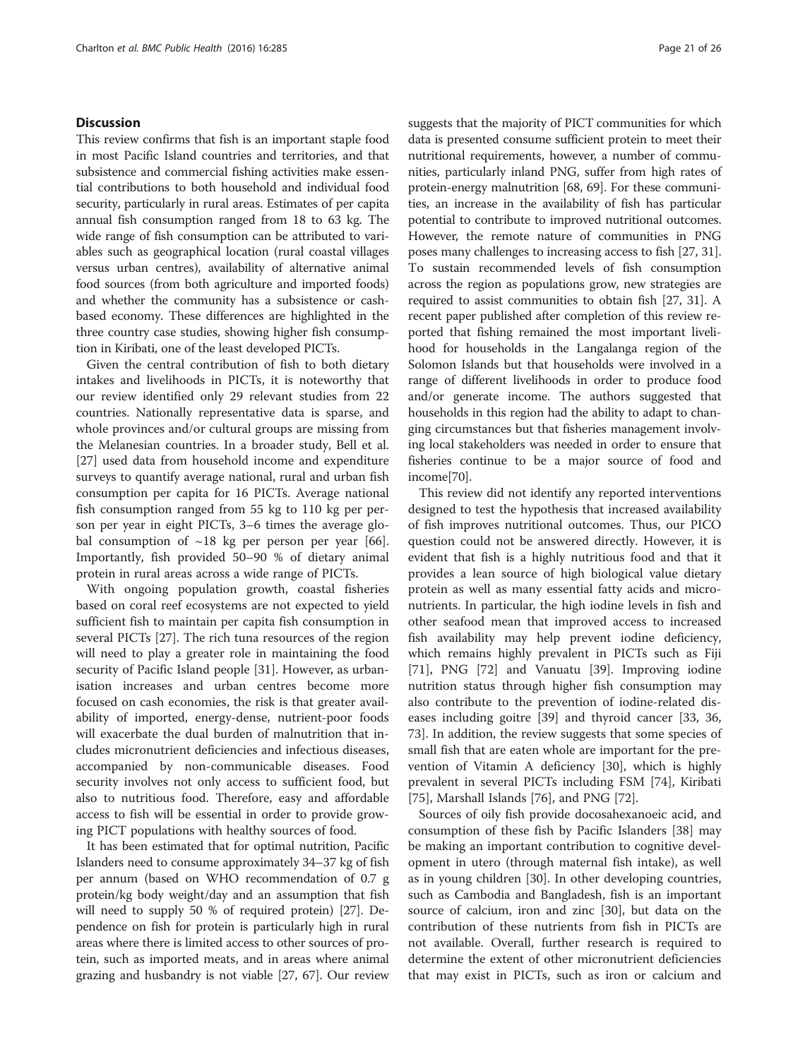## Discussion

This review confirms that fish is an important staple food in most Pacific Island countries and territories, and that subsistence and commercial fishing activities make essential contributions to both household and individual food security, particularly in rural areas. Estimates of per capita annual fish consumption ranged from 18 to 63 kg. The wide range of fish consumption can be attributed to variables such as geographical location (rural coastal villages versus urban centres), availability of alternative animal food sources (from both agriculture and imported foods) and whether the community has a subsistence or cash-based economy. These differences are highlighted in the three country case studies, showing higher fish consumption in Kiribati, one of the least developed PICTs.

Given the central contribution of fish to both dietary intakes and livelihoods in PICTs, it is noteworthy that our review identified only 29 relevant studies from 22 countries. Nationally representative data is sparse, and whole provinces and/or cultural groups are missing from the Melanesian countries. In a broader study, Bell et al. [27] used data from household income and expenditure surveys to quantify average national, rural and urban fish consumption per capita for 16 PICTs. Average national fish consumption ranged from 55 kg to 110 kg per person per year in eight PICTs, 3–6 times the average global consumption of ~18 kg per person per year [66]. Importantly, fish provided 50–90 % of dietary animal protein in rural areas across a wide range of PICTs.

With ongoing population growth, coastal fisheries based on coral reef ecosystems are not expected to yield sufficient fish to maintain per capita fish consumption in several PICTs [27]. The rich tuna resources of the region will need to play a greater role in maintaining the food security of Pacific Island people [31]. However, as urbanisation increases and urban centres become more focused on cash economies, the risk is that greater availability of imported, energy-dense, nutrient-poor foods will exacerbate the dual burden of malnutrition that includes micronutrient deficiencies and infectious diseases, accompanied by non-communicable diseases. Food security involves not only access to sufficient food, but also to nutritious food. Therefore, easy and affordable access to fish will be essential in order to provide growing PICT populations with healthy sources of food.

It has been estimated that for optimal nutrition, Pacific Islanders need to consume approximately 34–37 kg of fish per annum (based on WHO recommendation of 0.7 g protein/kg body weight/day and an assumption that fish will need to supply 50 % of required protein) [27]. Dependence on fish for protein is particularly high in rural areas where there is limited access to other sources of protein, such as imported meats, and in areas where animal grazing and husbandry is not viable [27, 67]. Our review suggests that the majority of PICT communities for which data is presented consume sufficient protein to meet their nutritional requirements, however, a number of communities, particularly inland PNG, suffer from high rates of protein-energy malnutrition [68, 69]. For these communities, an increase in the availability of fish has particular potential to contribute to improved nutritional outcomes. However, the remote nature of communities in PNG poses many challenges to increasing access to fish [27, 31]. To sustain recommended levels of fish consumption across the region as populations grow, new strategies are required to assist communities to obtain fish [27, 31]. A recent paper published after completion of this review reported that fishing remained the most important livelihood for households in the Langalanga region of the Solomon Islands but that households were involved in a range of different livelihoods in order to produce food and/or generate income. The authors suggested that households in this region had the ability to adapt to changing circumstances but that fisheries management involving local stakeholders was needed in order to ensure that fisheries continue to be a major source of food and income[70].

This review did not identify any reported interventions designed to test the hypothesis that increased availability of fish improves nutritional outcomes. Thus, our PICO question could not be answered directly. However, it is evident that fish is a highly nutritious food and that it provides a lean source of high biological value dietary protein as well as many essential fatty acids and micronutrients. In particular, the high iodine levels in fish and other seafood mean that improved access to increased fish availability may help prevent iodine deficiency, which remains highly prevalent in PICTs such as Fiji [71], PNG [72] and Vanuatu [39]. Improving iodine nutrition status through higher fish consumption may also contribute to the prevention of iodine-related diseases including goitre [39] and thyroid cancer [33, 36, 73]. In addition, the review suggests that some species of small fish that are eaten whole are important for the prevention of Vitamin A deficiency [30], which is highly prevalent in several PICTs including FSM [74], Kiribati [75], Marshall Islands [76], and PNG [72].

Sources of oily fish provide docosahexanoeic acid, and consumption of these fish by Pacific Islanders [38] may be making an important contribution to cognitive development in utero (through maternal fish intake), as well as in young children [30]. In other developing countries, such as Cambodia and Bangladesh, fish is an important source of calcium, iron and zinc [30], but data on the contribution of these nutrients from fish in PICTs are not available. Overall, further research is required to determine the extent of other micronutrient deficiencies that may exist in PICTs, such as iron or calcium and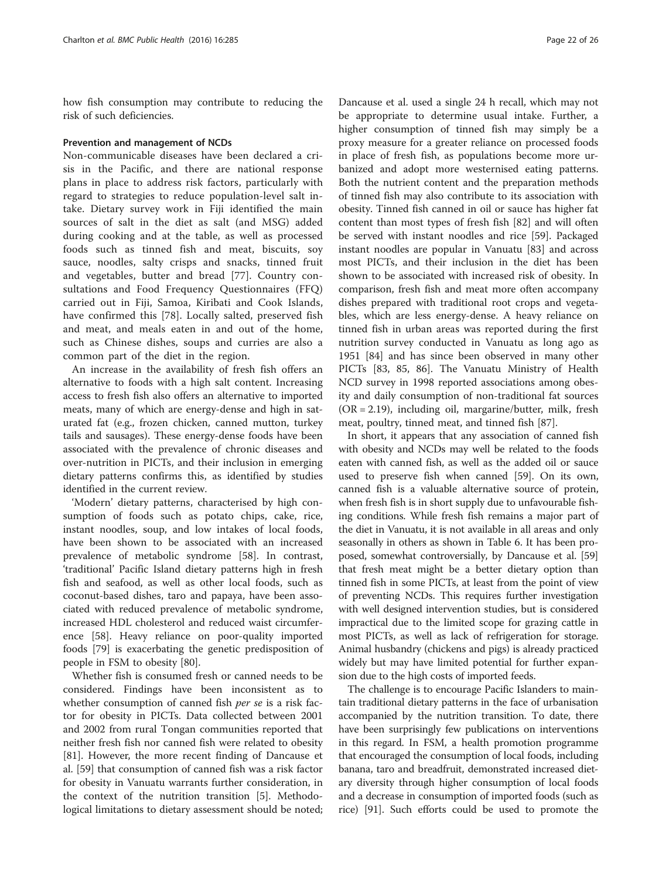how fish consumption may contribute to reducing the risk of such deficiencies.

#### Prevention and management of NCDs

Non-communicable diseases have been declared a crisis in the Pacific, and there are national response plans in place to address risk factors, particularly with regard to strategies to reduce population-level salt intake. Dietary survey work in Fiji identified the main sources of salt in the diet as salt (and MSG) added during cooking and at the table, as well as processed foods such as tinned fish and meat, biscuits, soy sauce, noodles, salty crisps and snacks, tinned fruit and vegetables, butter and bread [77]. Country consultations and Food Frequency Questionnaires (FFQ) carried out in Fiji, Samoa, Kiribati and Cook Islands, have confirmed this [78]. Locally salted, preserved fish and meat, and meals eaten in and out of the home, such as Chinese dishes, soups and curries are also a common part of the diet in the region.

An increase in the availability of fresh fish offers an alternative to foods with a high salt content. Increasing access to fresh fish also offers an alternative to imported meats, many of which are energy-dense and high in saturated fat (e.g., frozen chicken, canned mutton, turkey tails and sausages). These energy-dense foods have been associated with the prevalence of chronic diseases and over-nutrition in PICTs, and their inclusion in emerging dietary patterns confirms this, as identified by studies identified in the current review.

'Modern' dietary patterns, characterised by high consumption of foods such as potato chips, cake, rice, instant noodles, soup, and low intakes of local foods, have been shown to be associated with an increased prevalence of metabolic syndrome [58]. In contrast, 'traditional' Pacific Island dietary patterns high in fresh fish and seafood, as well as other local foods, such as coconut-based dishes, taro and papaya, have been associated with reduced prevalence of metabolic syndrome, increased HDL cholesterol and reduced waist circumference [58]. Heavy reliance on poor-quality imported foods [79] is exacerbating the genetic predisposition of people in FSM to obesity [80].

Whether fish is consumed fresh or canned needs to be considered. Findings have been inconsistent as to whether consumption of canned fish *per se* is a risk factor for obesity in PICTs. Data collected between 2001 and 2002 from rural Tongan communities reported that neither fresh fish nor canned fish were related to obesity [81]. However, the more recent finding of Dancause et al. [59] that consumption of canned fish was a risk factor for obesity in Vanuatu warrants further consideration, in the context of the nutrition transition [5]. Methodological limitations to dietary assessment should be noted; Dancause et al. used a single 24 h recall, which may not be appropriate to determine usual intake. Further, a higher consumption of tinned fish may simply be a proxy measure for a greater reliance on processed foods in place of fresh fish, as populations become more urbanized and adopt more westernised eating patterns. Both the nutrient content and the preparation methods of tinned fish may also contribute to its association with obesity. Tinned fish canned in oil or sauce has higher fat content than most types of fresh fish [82] and will often be served with instant noodles and rice [59]. Packaged instant noodles are popular in Vanuatu [83] and across most PICTs, and their inclusion in the diet has been shown to be associated with increased risk of obesity. In comparison, fresh fish and meat more often accompany dishes prepared with traditional root crops and vegetables, which are less energy-dense. A heavy reliance on tinned fish in urban areas was reported during the first nutrition survey conducted in Vanuatu as long ago as 1951 [84] and has since been observed in many other PICTs [83, 85, 86]. The Vanuatu Ministry of Health NCD survey in 1998 reported associations among obesity and daily consumption of non-traditional fat sources (OR = 2.19), including oil, margarine/butter, milk, fresh meat, poultry, tinned meat, and tinned fish [87].

In short, it appears that any association of canned fish with obesity and NCDs may well be related to the foods eaten with canned fish, as well as the added oil or sauce used to preserve fish when canned [59]. On its own, canned fish is a valuable alternative source of protein, when fresh fish is in short supply due to unfavourable fishing conditions. While fresh fish remains a major part of the diet in Vanuatu, it is not available in all areas and only seasonally in others as shown in Table 6. It has been proposed, somewhat controversially, by Dancause et al. [59] that fresh meat might be a better dietary option than tinned fish in some PICTs, at least from the point of view of preventing NCDs. This requires further investigation with well designed intervention studies, but is considered impractical due to the limited scope for grazing cattle in most PICTs, as well as lack of refrigeration for storage. Animal husbandry (chickens and pigs) is already practiced widely but may have limited potential for further expansion due to the high costs of imported feeds.

The challenge is to encourage Pacific Islanders to maintain traditional dietary patterns in the face of urbanisation accompanied by the nutrition transition. To date, there have been surprisingly few publications on interventions in this regard. In FSM, a health promotion programme that encouraged the consumption of local foods, including banana, taro and breadfruit, demonstrated increased dietary diversity through higher consumption of local foods and a decrease in consumption of imported foods (such as rice) [91]. Such efforts could be used to promote the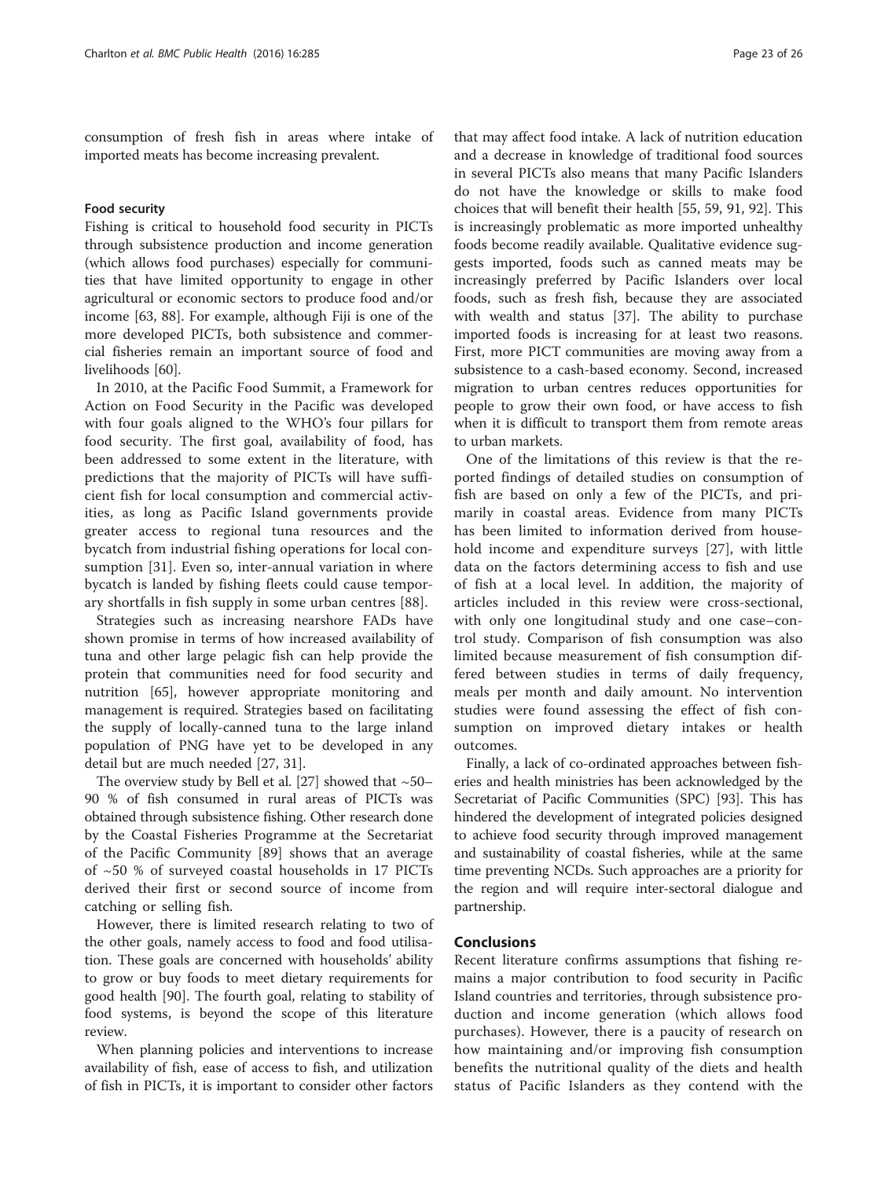consumption of fresh fish in areas where intake of imported meats has become increasing prevalent.

#### Food security

Fishing is critical to household food security in PICTs through subsistence production and income generation (which allows food purchases) especially for communities that have limited opportunity to engage in other agricultural or economic sectors to produce food and/or income [63, 88]. For example, although Fiji is one of the more developed PICTs, both subsistence and commercial fisheries remain an important source of food and livelihoods [60].

In 2010, at the Pacific Food Summit, a Framework for Action on Food Security in the Pacific was developed with four goals aligned to the WHO's four pillars for food security. The first goal, availability of food, has been addressed to some extent in the literature, with predictions that the majority of PICTs will have sufficient fish for local consumption and commercial activities, as long as Pacific Island governments provide greater access to regional tuna resources and the bycatch from industrial fishing operations for local consumption [31]. Even so, inter-annual variation in where bycatch is landed by fishing fleets could cause temporary shortfalls in fish supply in some urban centres [88].

Strategies such as increasing nearshore FADs have shown promise in terms of how increased availability of tuna and other large pelagic fish can help provide the protein that communities need for food security and nutrition [65], however appropriate monitoring and management is required. Strategies based on facilitating the supply of locally-canned tuna to the large inland population of PNG have yet to be developed in any detail but are much needed [27, 31].

The overview study by Bell et al. [27] showed that ~50–90 % of fish consumed in rural areas of PICTs was obtained through subsistence fishing. Other research done by the Coastal Fisheries Programme at the Secretariat of the Pacific Community [89] shows that an average of ~50 % of surveyed coastal households in 17 PICTs derived their first or second source of income from catching or selling fish.

However, there is limited research relating to two of the other goals, namely access to food and food utilisation. These goals are concerned with households' ability to grow or buy foods to meet dietary requirements for good health [90]. The fourth goal, relating to stability of food systems, is beyond the scope of this literature review.

When planning policies and interventions to increase availability of fish, ease of access to fish, and utilization of fish in PICTs, it is important to consider other factors that may affect food intake. A lack of nutrition education and a decrease in knowledge of traditional food sources in several PICTs also means that many Pacific Islanders do not have the knowledge or skills to make food choices that will benefit their health [55, 59, 91, 92]. This is increasingly problematic as more imported unhealthy foods become readily available. Qualitative evidence suggests imported, foods such as canned meats may be increasingly preferred by Pacific Islanders over local foods, such as fresh fish, because they are associated with wealth and status [37]. The ability to purchase imported foods is increasing for at least two reasons. First, more PICT communities are moving away from a subsistence to a cash-based economy. Second, increased migration to urban centres reduces opportunities for people to grow their own food, or have access to fish when it is difficult to transport them from remote areas to urban markets.

One of the limitations of this review is that the reported findings of detailed studies on consumption of fish are based on only a few of the PICTs, and primarily in coastal areas. Evidence from many PICTs has been limited to information derived from household income and expenditure surveys [27], with little data on the factors determining access to fish and use of fish at a local level. In addition, the majority of articles included in this review were cross-sectional, with only one longitudinal study and one case–control study. Comparison of fish consumption was also limited because measurement of fish consumption differed between studies in terms of daily frequency, meals per month and daily amount. No intervention studies were found assessing the effect of fish consumption on improved dietary intakes or health outcomes.

Finally, a lack of co-ordinated approaches between fisheries and health ministries has been acknowledged by the Secretariat of Pacific Communities (SPC) [93]. This has hindered the development of integrated policies designed to achieve food security through improved management and sustainability of coastal fisheries, while at the same time preventing NCDs. Such approaches are a priority for the region and will require inter-sectoral dialogue and partnership.

## Conclusions

Recent literature confirms assumptions that fishing remains a major contribution to food security in Pacific Island countries and territories, through subsistence production and income generation (which allows food purchases). However, there is a paucity of research on how maintaining and/or improving fish consumption benefits the nutritional quality of the diets and health status of Pacific Islanders as they contend with the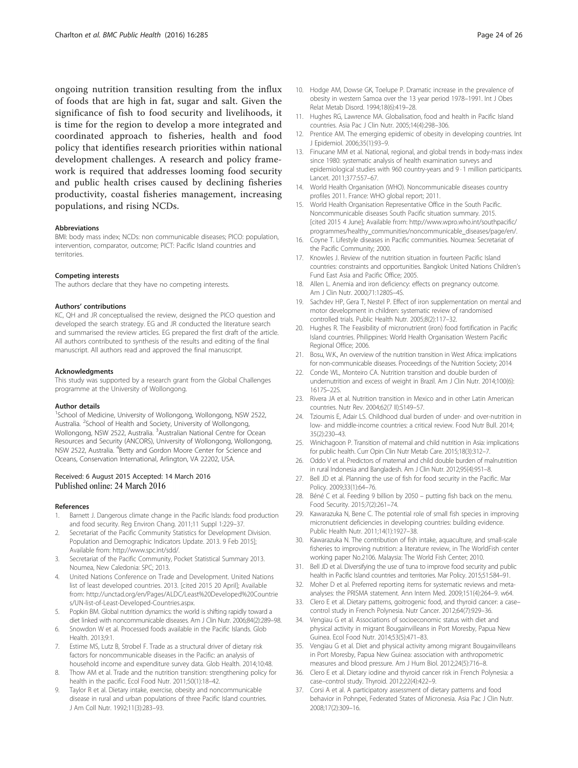ongoing nutrition transition resulting from the influx of foods that are high in fat, sugar and salt. Given the significance of fish to food security and livelihoods, it is time for the region to develop a more integrated and coordinated approach to fisheries, health and food policy that identifies research priorities within national development challenges. A research and policy framework is required that addresses looming food security and public health crises caused by declining fisheries productivity, coastal fisheries management, increasing populations, and rising NCDs.

#### Abbreviations

BMI: body mass index; NCDs: non communicable diseases; PICO: population, intervention, comparator, outcome; PICT: Pacific Island countries and territories.

#### Competing interests

The authors declare that they have no competing interests.

#### Authors' contributions

KC, QH and JR conceptualised the review, designed the PICO question and developed the search strategy. EG and JR conducted the literature search and summarised the review articles. EG prepared the first draft of the article. All authors contributed to synthesis of the results and editing of the final manuscript. All authors read and approved the final manuscript.

#### Acknowledgments

This study was supported by a research grant from the Global Challenges programme at the University of Wollongong.

#### Author details

[1]School of Medicine, University of Wollongong, Wollongong, NSW 2522, Australia. [2]School of Health and Society, University of Wollongong, Wollongong, NSW 2522, Australia. [3]Australian National Centre for Ocean Resources and Security (ANCORS), University of Wollongong, Wollongong, NSW 2522, Australia. [4]Betty and Gordon Moore Center for Science and Oceans, Conservation International, Arlington, VA 22202, USA.

Received: 6 August 2015 Accepted: 14 March 2016
Published online: 24 March 2016

#### References

1. Barnett J. Dangerous climate change in the Pacific Islands: food production and food security. Reg Environ Chang. 2011;11 Suppl 1:229–37.
2. Secretariat of the Pacific Community Statistics for Development Division. Population and Demographic Indicators Update. 2013. 9 Feb 2015]; Available from: http://www.spc.int/sdd/.
3. Secretariat of the Pacific Community, Pocket Statistical Summary 2013. Noumea, New Caledonia: SPC; 2013.
4. United Nations Conference on Trade and Development. United Nations list of least developed countries. 2013. [cited 2015 20 April]; Available from: http://unctad.org/en/Pages/ALDC/Least%20Developed%20Countries/UN-list-of-Least-Developed-Countries.aspx.
5. Popkin BM. Global nutrition dynamics: the world is shifting rapidly toward a diet linked with noncommunicable diseases. Am J Clin Nutr. 2006;84(2):289–98.
6. Snowdon W et al. Processed foods available in the Pacific Islands. Glob Health. 2013;9:1.
7. Estime MS, Lutz B, Strobel F. Trade as a structural driver of dietary risk factors for noncommunicable diseases in the Pacific: an analysis of household income and expenditure survey data. Glob Health. 2014;10:48.
8. Thow AM et al. Trade and the nutrition transition: strengthening policy for health in the pacific. Ecol Food Nutr. 2011;50(1):18–42.
9. Taylor R et al. Dietary intake, exercise, obesity and noncommunicable disease in rural and urban populations of three Pacific Island countries. J Am Coll Nutr. 1992;11(3):283–93.
10. Hodge AM, Dowse GK, Toelupe P. Dramatic increase in the prevalence of obesity in western Samoa over the 13 year period 1978–1991. Int J Obes Relat Metab Disord. 1994;18(6):419–28.
11. Hughes RG, Lawrence MA. Globalisation, food and health in Pacific Island countries. Asia Pac J Clin Nutr. 2005;14(4):298–306.
12. Prentice AM. The emerging epidemic of obesity in developing countries. Int J Epidemiol. 2006;35(1):93–9.
13. Finucane MM et al. National, regional, and global trends in body-mass index since 1980: systematic analysis of health examination surveys and epidemiological studies with 960 country-years and 9·1 million participants. Lancet. 2011;377:557–67.
14. World Health Organisation (WHO). Noncommunicable diseases country profiles 2011. France: WHO global report; 2011.
15. World Health Organisation Representative Office in the South Pacific. Noncommunicable diseases South Pacific situation summary. 2015. [cited 2015 4 June]; Available from: http://www.wpro.who.int/southpacific/programmes/healthy_communities/noncommunicable_diseases/page/en/.
16. Coyne T. Lifestyle diseases in Pacific communities. Noumea: Secretariat of the Pacific Community; 2000.
17. Knowles J. Review of the nutrition situation in fourteen Pacific Island countries: constraints and opportunities. Bangkok: United Nations Children's Fund East Asia and Pacific Office; 2005.
18. Allen L. Anemia and iron deficiency: effects on pregnancy outcome. Am J Clin Nutr. 2000;71:1280S–4S.
19. Sachdev HP, Gera T, Nestel P. Effect of iron supplementation on mental and motor development in children: systematic review of randomised controlled trials. Public Health Nutr. 2005;8(2):117–32.
20. Hughes R. The Feasibility of micronutrient (iron) food fortification in Pacific Island countries. Philippines: World Health Organisation Western Pacific Regional Office; 2006.
21. Bosu, W.K., An overview of the nutrition transition in West Africa: implications for non-communicable diseases. Proceedings of the Nutrition Society; 2014
22. Conde WL, Monteiro CA. Nutrition transition and double burden of undernutrition and excess of weight in Brazil. Am J Clin Nutr. 2014;100(6): 1617S–22S.
23. Rivera JA et al. Nutrition transition in Mexico and in other Latin American countries. Nutr Rev. 2004;62(7 II):S149–57.
24. Tzioumis E, Adair LS. Childhood dual burden of under- and over-nutrition in low- and middle-income countries: a critical review. Food Nutr Bull. 2014; 35(2):230–43.
25. Winichagoon P. Transition of maternal and child nutrition in Asia: implications for public health. Curr Opin Clin Nutr Metab Care. 2015;18(3):312–7.
26. Oddo V et al. Predictors of maternal and child double burden of malnutrition in rural Indonesia and Bangladesh. Am J Clin Nutr. 2012;95(4):951–8.
27. Bell JD et al. Planning the use of fish for food security in the Pacific. Mar Policy. 2009;33(1):64–76.
28. Béné C et al. Feeding 9 billion by 2050 – putting fish back on the menu. Food Security. 2015;7(2):261–74.
29. Kawarazuka N, Bene C. The potential role of small fish species in improving micronutrient deficiencies in developing countries: building evidence. Public Health Nutr. 2011;14(1):1927–38.
30. Kawarazuka N. The contribution of fish intake, aquaculture, and small-scale fisheries to improving nutrition: a literature review, in The WorldFish center working paper No.2106. Malaysia: The World Fish Center; 2010.
31. Bell JD et al. Diversifying the use of tuna to improve food security and public health in Pacific Island countries and territories. Mar Policy. 2015;51:584–91.
32. Moher D et al. Preferred reporting items for systematic reviews and meta-analyses: the PRISMA statement. Ann Intern Med. 2009;151(4):264–9. w64.
33. Clero E et al. Dietary patterns, goitrogenic food, and thyroid cancer: a case–control study in French Polynesia. Nutr Cancer. 2012;64(7):929–36.
34. Vengiau G et al. Associations of socioeconomic status with diet and physical activity in migrant Bougainvilleans in Port Moresby, Papua New Guinea. Ecol Food Nutr. 2014;53(5):471–83.
35. Vengiau G et al. Diet and physical activity among migrant Bougainvilleans in Port Moresby, Papua New Guinea: association with anthropometric measures and blood pressure. Am J Hum Biol. 2012;24(5):716–8.
36. Clero E et al. Dietary iodine and thyroid cancer risk in French Polynesia: a case–control study. Thyroid. 2012;22(4):422–9.
37. Corsi A et al. A participatory assessment of dietary patterns and food behavior in Pohnpei, Federated States of Micronesia. Asia Pac J Clin Nutr. 2008;17(2):309–16.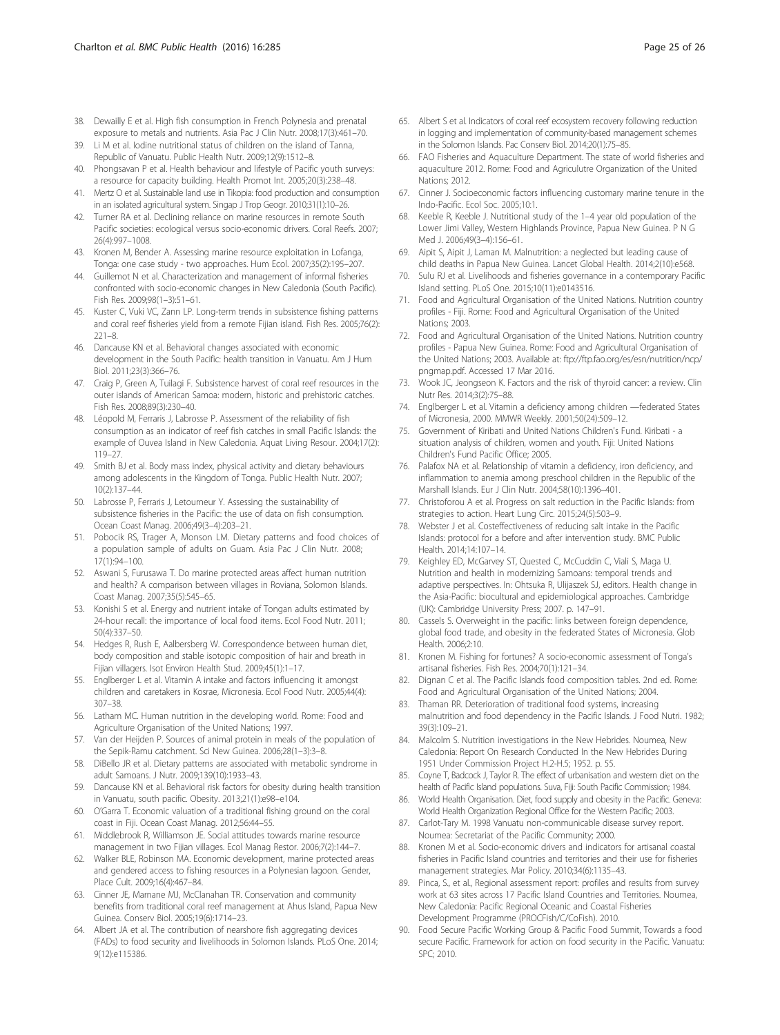38. Dewailly E et al. High fish consumption in French Polynesia and prenatal exposure to metals and nutrients. Asia Pac J Clin Nutr. 2008;17(3):461–70.
39. Li M et al. Iodine nutritional status of children on the island of Tanna, Republic of Vanuatu. Public Health Nutr. 2009;12(9):1512–8.
40. Phongsavan P et al. Health behaviour and lifestyle of Pacific youth surveys: a resource for capacity building. Health Promot Int. 2005;20(3):238–48.
41. Mertz O et al. Sustainable land use in Tikopia: food production and consumption in an isolated agricultural system. Singap J Trop Geogr. 2010;31(1):10–26.
42. Turner RA et al. Declining reliance on marine resources in remote South Pacific societies: ecological versus socio-economic drivers. Coral Reefs. 2007; 26(4):997–1008.
43. Kronen M, Bender A. Assessing marine resource exploitation in Lofanga, Tonga: one case study - two approaches. Hum Ecol. 2007;35(2):195–207.
44. Guillemot N et al. Characterization and management of informal fisheries confronted with socio-economic changes in New Caledonia (South Pacific). Fish Res. 2009;98(1–3):51–61.
45. Kuster C, Vuki VC, Zann LP. Long-term trends in subsistence fishing patterns and coral reef fisheries yield from a remote Fijian island. Fish Res. 2005;76(2): 221–8.
46. Dancause KN et al. Behavioral changes associated with economic development in the South Pacific: health transition in Vanuatu. Am J Hum Biol. 2011;23(3):366–76.
47. Craig P, Green A, Tuilagi F. Subsistence harvest of coral reef resources in the outer islands of American Samoa: modern, historic and prehistoric catches. Fish Res. 2008;89(3):230–40.
48. Léopold M, Ferraris J, Labrosse P. Assessment of the reliability of fish consumption as an indicator of reef fish catches in small Pacific Islands: the example of Ouvea Island in New Caledonia. Aquat Living Resour. 2004;17(2): 119–27.
49. Smith BJ et al. Body mass index, physical activity and dietary behaviours among adolescents in the Kingdom of Tonga. Public Health Nutr. 2007; 10(2):137–44.
50. Labrosse P, Ferraris J, Letourneur Y. Assessing the sustainability of subsistence fisheries in the Pacific: the use of data on fish consumption. Ocean Coast Manag. 2006;49(3–4):203–21.
51. Pobocik RS, Trager A, Monson LM. Dietary patterns and food choices of a population sample of adults on Guam. Asia Pac J Clin Nutr. 2008; 17(1):94–100.
52. Aswani S, Furusawa T. Do marine protected areas affect human nutrition and health? A comparison between villages in Roviana, Solomon Islands. Coast Manag. 2007;35(5):545–65.
53. Konishi S et al. Energy and nutrient intake of Tongan adults estimated by 24-hour recall: the importance of local food items. Ecol Food Nutr. 2011; 50(4):337–50.
54. Hedges R, Rush E, Aalbersberg W. Correspondence between human diet, body composition and stable isotopic composition of hair and breath in Fijian villagers. Isot Environ Health Stud. 2009;45(1):1–17.
55. Englberger L et al. Vitamin A intake and factors influencing it amongst children and caretakers in Kosrae, Micronesia. Ecol Food Nutr. 2005;44(4): 307–38.
56. Latham MC. Human nutrition in the developing world. Rome: Food and Agriculture Organisation of the United Nations; 1997.
57. Van der Heijden P. Sources of animal protein in meals of the population of the Sepik-Ramu catchment. Sci New Guinea. 2006;28(1–3):3–8.
58. DiBello JR et al. Dietary patterns are associated with metabolic syndrome in adult Samoans. J Nutr. 2009;139(10):1933–43.
59. Dancause KN et al. Behavioral risk factors for obesity during health transition in Vanuatu, south pacific. Obesity. 2013;21(1):e98–e104.
60. O'Garra T. Economic valuation of a traditional fishing ground on the coral coast in Fiji. Ocean Coast Manag. 2012;56:44–55.
61. Middlebrook R, Williamson JE. Social attitudes towards marine resource management in two Fijian villages. Ecol Manag Restor. 2006;7(2):144–7.
62. Walker BLE, Robinson MA. Economic development, marine protected areas and gendered access to fishing resources in a Polynesian lagoon. Gender, Place Cult. 2009;16(4):467–84.
63. Cinner JE, Marnane MJ, McClanahan TR. Conservation and community benefits from traditional coral reef management at Ahus Island, Papua New Guinea. Conserv Biol. 2005;19(6):1714–23.
64. Albert JA et al. The contribution of nearshore fish aggregating devices (FADs) to food security and livelihoods in Solomon Islands. PLoS One. 2014; 9(12):e115386.
65. Albert S et al. Indicators of coral reef ecosystem recovery following reduction in logging and implementation of community-based management schemes in the Solomon Islands. Pac Conserv Biol. 2014;20(1):75–85.
66. FAO Fisheries and Aquaculture Department. The state of world fisheries and aquaculture 2012. Rome: Food and Agriculutre Organization of the United Nations; 2012.
67. Cinner J. Socioeconomic factors influencing customary marine tenure in the Indo-Pacific. Ecol Soc. 2005;10:1.
68. Keeble R, Keeble J. Nutritional study of the 1–4 year old population of the Lower Jimi Valley, Western Highlands Province, Papua New Guinea. P N G Med J. 2006;49(3–4):156–61.
69. Aipit S, Aipit J, Laman M. Malnutrition: a neglected but leading cause of child deaths in Papua New Guinea. Lancet Global Health. 2014;2(10):e568.
70. Sulu RJ et al. Livelihoods and fisheries governance in a contemporary Pacific Island setting. PLoS One. 2015;10(11):e0143516.
71. Food and Agricultural Organisation of the United Nations. Nutrition country profiles - Fiji. Rome: Food and Agricultural Organisation of the United Nations; 2003.
72. Food and Agricultural Organisation of the United Nations. Nutrition country profiles - Papua New Guinea. Rome: Food and Agricultural Organisation of the United Nations; 2003. Available at: ftp://ftp.fao.org/es/esn/nutrition/ncp/pngmap.pdf. Accessed 17 Mar 2016.
73. Wook JC, Jeongseon K. Factors and the risk of thyroid cancer: a review. Clin Nutr Res. 2014;3(2):75–88.
74. Englberger L et al. Vitamin a deficiency among children —federated States of Micronesia, 2000. MMWR Weekly. 2001;50(24):509–12.
75. Government of Kiribati and United Nations Children's Fund. Kiribati - a situation analysis of children, women and youth. Fiji: United Nations Children's Fund Pacific Office; 2005.
76. Palafox NA et al. Relationship of vitamin a deficiency, iron deficiency, and inflammation to anemia among preschool children in the Republic of the Marshall Islands. Eur J Clin Nutr. 2004;58(10):1396–401.
77. Christoforou A et al. Progress on salt reduction in the Pacific Islands: from strategies to action. Heart Lung Circ. 2015;24(5):503–9.
78. Webster J et al. Costeffectiveness of reducing salt intake in the Pacific Islands: protocol for a before and after intervention study. BMC Public Health. 2014;14:107–14.
79. Keighley ED, McGarvey ST, Quested C, McCuddin C, Viali S, Maga U. Nutrition and health in modernizing Samoans: temporal trends and adaptive perspectives. In: Ohtsuka R, Ulijaszek SJ, editors. Health change in the Asia-Pacific: biocultural and epidemiological approaches. Cambridge (UK): Cambridge University Press; 2007. p. 147–91.
80. Cassels S. Overweight in the pacific: links between foreign dependence, global food trade, and obesity in the federated States of Micronesia. Glob Health. 2006;2:10.
81. Kronen M. Fishing for fortunes? A socio-economic assessment of Tonga's artisanal fisheries. Fish Res. 2004;70(1):121–34.
82. Dignan C et al. The Pacific Islands food composition tables. 2nd ed. Rome: Food and Agricultural Organisation of the United Nations; 2004.
83. Thaman RR. Deterioration of traditional food systems, increasing malnutrition and food dependency in the Pacific Islands. J Food Nutri. 1982; 39(3):109–21.
84. Malcolm S. Nutrition investigations in the New Hebrides. Noumea, New Caledonia: Report On Research Conducted In the New Hebrides During 1951 Under Commission Project H.2-H.5; 1952. p. 55.
85. Coyne T, Badcock J, Taylor R. The effect of urbanisation and western diet on the health of Pacific Island populations. Suva, Fiji: South Pacific Commission; 1984.
86. World Health Organisation. Diet, food supply and obesity in the Pacific. Geneva: World Health Organization Regional Office for the Western Pacific; 2003.
87. Carlot-Tary M. 1998 Vanuatu non-communicable disease survey report. Noumea: Secretariat of the Pacific Community; 2000.
88. Kronen M et al. Socio-economic drivers and indicators for artisanal coastal fisheries in Pacific Island countries and territories and their use for fisheries management strategies. Mar Policy. 2010;34(6):1135–43.
89. Pinca, S., et al., Regional assessment report: profiles and results from survey work at 63 sites across 17 Pacific Island Countries and Territories. Noumea, New Caledonia: Pacific Regional Oceanic and Coastal Fisheries Development Programme (PROCFish/C/CoFish). 2010.
90. Food Secure Pacific Working Group & Pacific Food Summit, Towards a food secure Pacific. Framework for action on food security in the Pacific. Vanuatu: SPC; 2010.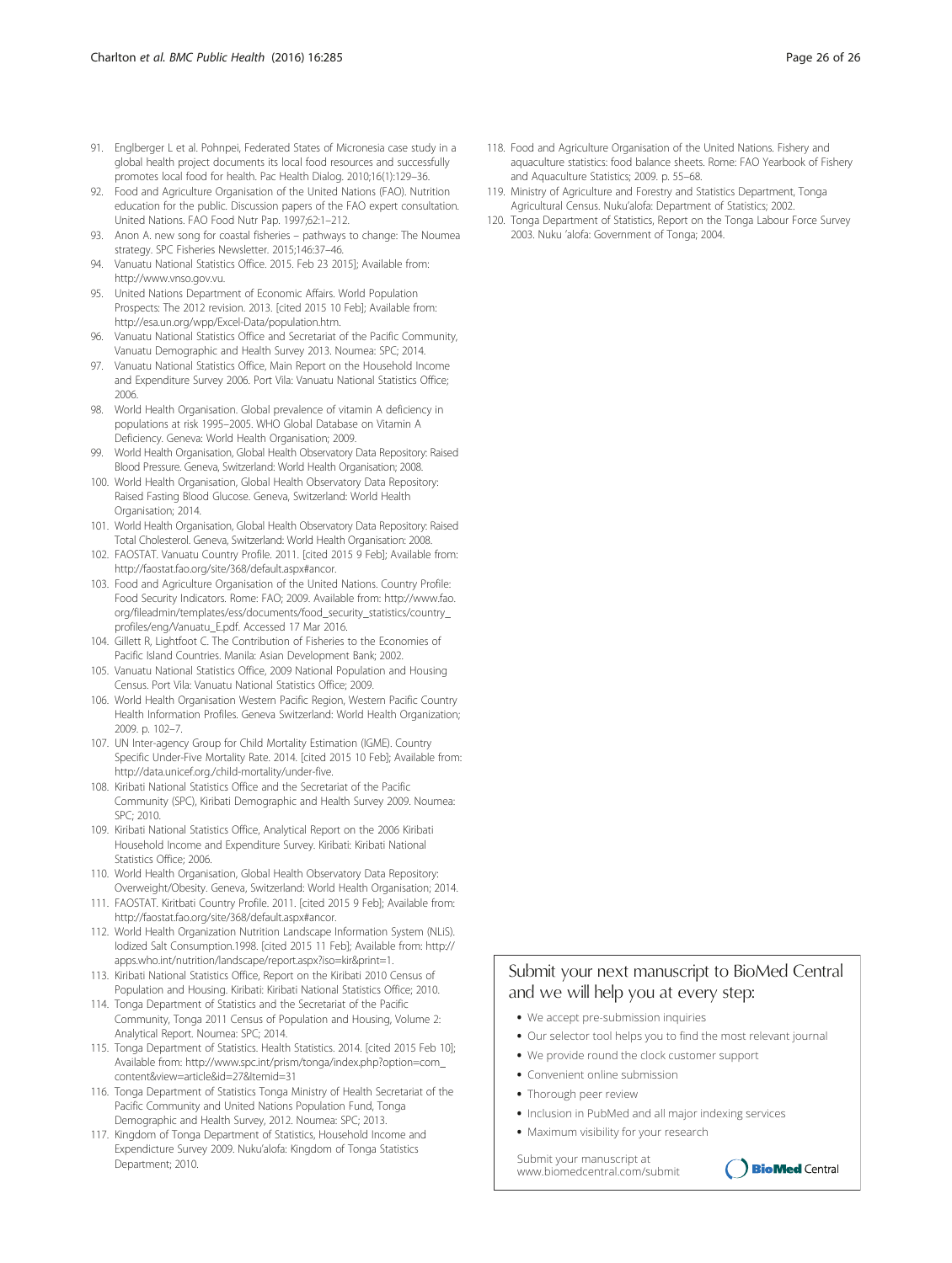91. Englberger L et al. Pohnpei, Federated States of Micronesia case study in a global health project documents its local food resources and successfully promotes local food for health. Pac Health Dialog. 2010;16(1):129–36.
92. Food and Agriculture Organisation of the United Nations (FAO). Nutrition education for the public. Discussion papers of the FAO expert consultation. United Nations. FAO Food Nutr Pap. 1997;62:1–212.
93. Anon A. new song for coastal fisheries – pathways to change: The Noumea strategy. SPC Fisheries Newsletter. 2015;146:37–46.
94. Vanuatu National Statistics Office. 2015. Feb 23 2015]; Available from: http://www.vnso.gov.vu.
95. United Nations Department of Economic Affairs. World Population Prospects: The 2012 revision. 2013. [cited 2015 10 Feb]; Available from: http://esa.un.org/wpp/Excel-Data/population.htm.
96. Vanuatu National Statistics Office and Secretariat of the Pacific Community, Vanuatu Demographic and Health Survey 2013. Noumea: SPC; 2014.
97. Vanuatu National Statistics Office, Main Report on the Household Income and Expenditure Survey 2006. Port Vila: Vanuatu National Statistics Office; 2006.
98. World Health Organisation. Global prevalence of vitamin A deficiency in populations at risk 1995–2005. WHO Global Database on Vitamin A Deficiency. Geneva: World Health Organisation; 2009.
99. World Health Organisation, Global Health Observatory Data Repository: Raised Blood Pressure. Geneva, Switzerland: World Health Organisation; 2008.
100. World Health Organisation, Global Health Observatory Data Repository: Raised Fasting Blood Glucose. Geneva, Switzerland: World Health Organisation; 2014.
101. World Health Organisation, Global Health Observatory Data Repository: Raised Total Cholesterol. Geneva, Switzerland: World Health Organisation: 2008.
102. FAOSTAT. Vanuatu Country Profile. 2011. [cited 2015 9 Feb]; Available from: http://faostat.fao.org/site/368/default.aspx#ancor.
103. Food and Agriculture Organisation of the United Nations. Country Profile: Food Security Indicators. Rome: FAO; 2009. Available from: http://www.fao.org/fileadmin/templates/ess/documents/food_security_statistics/country_profiles/eng/Vanuatu_E.pdf. Accessed 17 Mar 2016.
104. Gillett R, Lightfoot C. The Contribution of Fisheries to the Economies of Pacific Island Countries. Manila: Asian Development Bank; 2002.
105. Vanuatu National Statistics Office, 2009 National Population and Housing Census. Port Vila: Vanuatu National Statistics Office; 2009.
106. World Health Organisation Western Pacific Region, Western Pacific Country Health Information Profiles. Geneva Switzerland: World Health Organization; 2009. p. 102–7.
107. UN Inter-agency Group for Child Mortality Estimation (IGME). Country Specific Under-Five Mortality Rate. 2014. [cited 2015 10 Feb]; Available from: http://data.unicef.org./child-mortality/under-five.
108. Kiribati National Statistics Office and the Secretariat of the Pacific Community (SPC), Kiribati Demographic and Health Survey 2009. Noumea: SPC; 2010.
109. Kiribati National Statistics Office, Analytical Report on the 2006 Kiribati Household Income and Expenditure Survey. Kiribati: Kiribati National Statistics Office; 2006.
110. World Health Organisation, Global Health Observatory Data Repository: Overweight/Obesity. Geneva, Switzerland: World Health Organisation; 2014.
111. FAOSTAT. Kiritbati Country Profile. 2011. [cited 2015 9 Feb]; Available from: http://faostat.fao.org/site/368/default.aspx#ancor.
112. World Health Organization Nutrition Landscape Information System (NLiS). Iodized Salt Consumption.1998. [cited 2015 11 Feb]; Available from: http://apps.who.int/nutrition/landscape/report.aspx?iso=kir&print=1.
113. Kiribati National Statistics Office, Report on the Kiribati 2010 Census of Population and Housing. Kiribati: Kiribati National Statistics Office; 2010.
114. Tonga Department of Statistics and the Secretariat of the Pacific Community, Tonga 2011 Census of Population and Housing, Volume 2: Analytical Report. Noumea: SPC; 2014.
115. Tonga Department of Statistics. Health Statistics. 2014. [cited 2015 Feb 10]; Available from: http://www.spc.int/prism/tonga/index.php?option=com_content&view=article&id=27&Itemid=31
116. Tonga Department of Statistics Tonga Ministry of Health Secretariat of the Pacific Community and United Nations Population Fund, Tonga Demographic and Health Survey, 2012. Noumea: SPC; 2013.
117. Kingdom of Tonga Department of Statistics, Household Income and Expendicture Survey 2009. Nuku'alofa: Kingdom of Tonga Statistics Department; 2010.
118. Food and Agriculture Organisation of the United Nations. Fishery and aquaculture statistics: food balance sheets. Rome: FAO Yearbook of Fishery and Aquaculture Statistics; 2009. p. 55–68.
119. Ministry of Agriculture and Forestry and Statistics Department, Tonga Agricultural Census. Nuku'alofa: Department of Statistics; 2002.
120. Tonga Department of Statistics, Report on the Tonga Labour Force Survey 2003. Nuku 'alofa: Government of Tonga; 2004.

Submit your next manuscript to BioMed Central and we will help you at every step:

- We accept pre-submission inquiries
- Our selector tool helps you to find the most relevant journal
- We provide round the clock customer support
- Convenient online submission
- Thorough peer review
- Inclusion in PubMed and all major indexing services
- Maximum visibility for your research

Submit your manuscript at www.biomedcentral.com/submit

BioMed Central